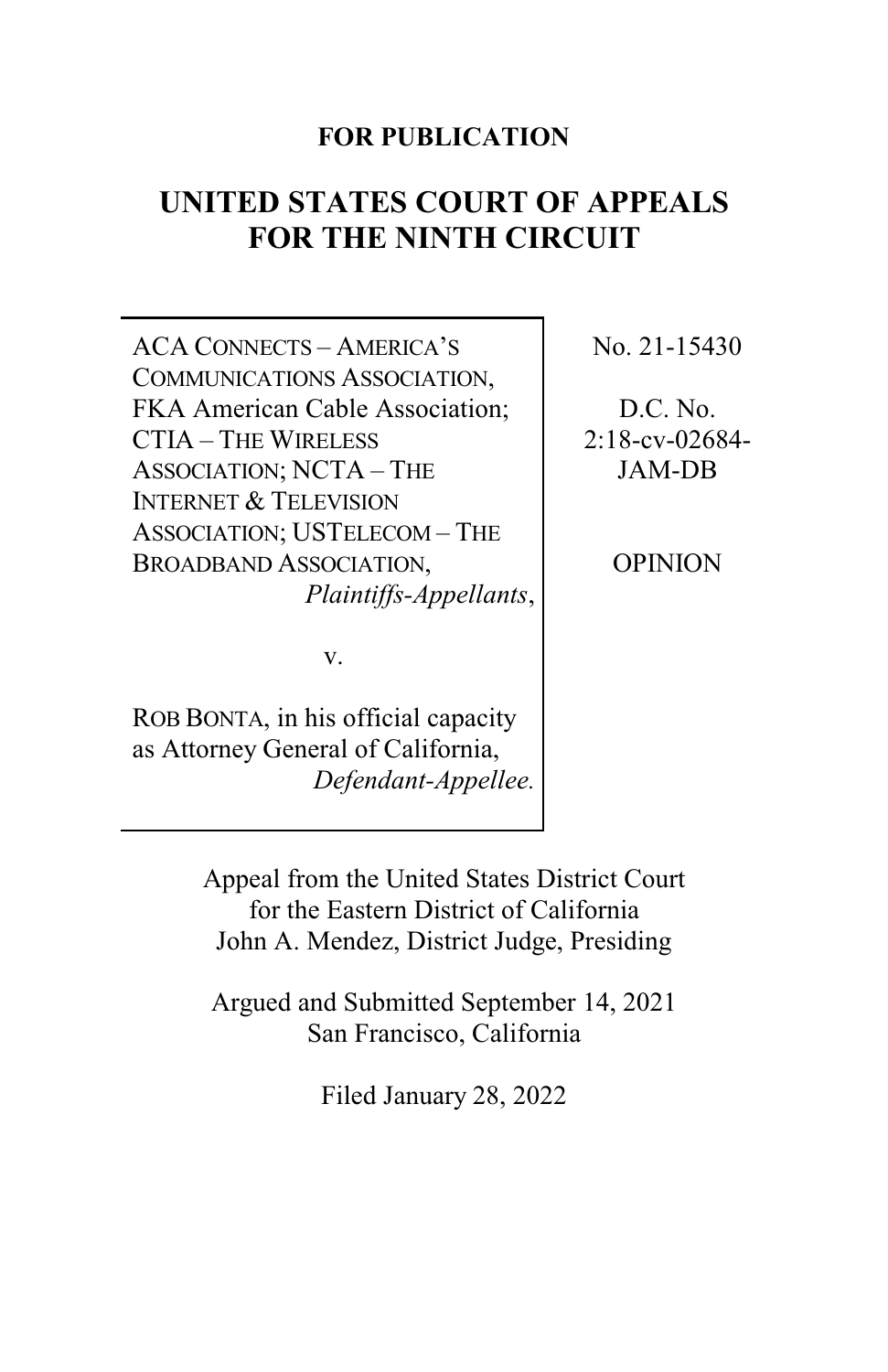**FOR PUBLICATION**

# UNITED STATES COURT OF APPEALS FOR THE NINTH CIRCUIT

| | |
|---|---|
| ACA CONNECTS – AMERICA'S COMMUNICATIONS ASSOCIATION, FKA American Cable Association; CTIA – THE WIRELESS ASSOCIATION; NCTA – THE INTERNET & TELEVISION ASSOCIATION; USTELECOM – THE BROADBAND ASSOCIATION, *Plaintiffs-Appellants*, <br><br> v. <br><br> ROB BONTA, in his official capacity as Attorney General of California, *Defendant-Appellee.* | No. 21-15430 <br><br> D.C. No. 2:18-cv-02684-JAM-DB <br><br> OPINION |

Appeal from the United States District Court for the Eastern District of California
John A. Mendez, District Judge, Presiding

Argued and Submitted September 14, 2021
San Francisco, California

Filed January 28, 2022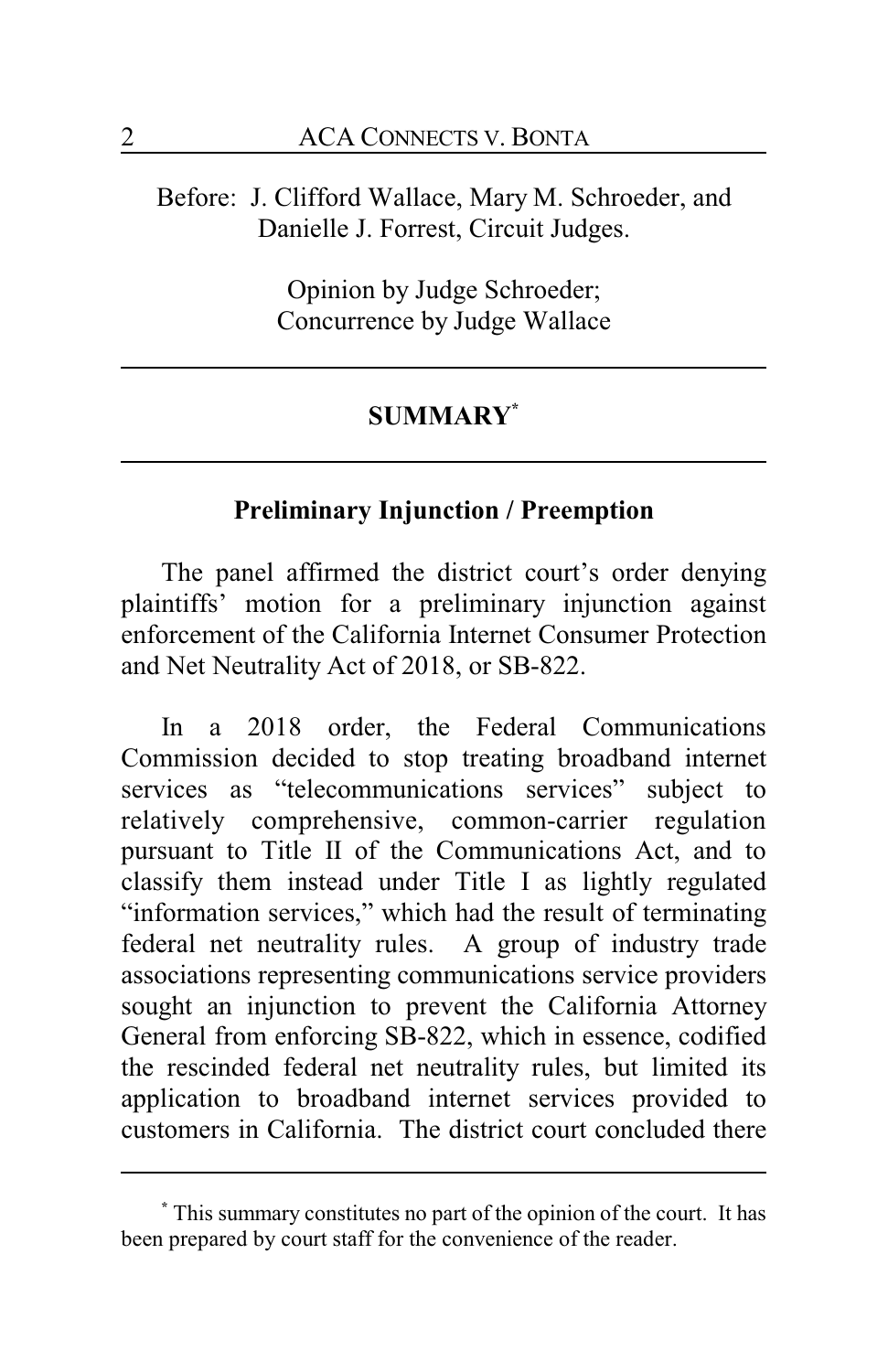Before: J. Clifford Wallace, Mary M. Schroeder, and Danielle J. Forrest, Circuit Judges.

Opinion by Judge Schroeder;
Concurrence by Judge Wallace

---

## SUMMARY[*]

---

### Preliminary Injunction / Preemption

The panel affirmed the district court's order denying plaintiffs' motion for a preliminary injunction against enforcement of the California Internet Consumer Protection and Net Neutrality Act of 2018, or SB-822.

In a 2018 order, the Federal Communications Commission decided to stop treating broadband internet services as "telecommunications services" subject to relatively comprehensive, common-carrier regulation pursuant to Title II of the Communications Act, and to classify them instead under Title I as lightly regulated "information services," which had the result of terminating federal net neutrality rules. A group of industry trade associations representing communications service providers sought an injunction to prevent the California Attorney General from enforcing SB-822, which in essence, codified the rescinded federal net neutrality rules, but limited its application to broadband internet services provided to customers in California. The district court concluded there

---

[*] This summary constitutes no part of the opinion of the court. It has been prepared by court staff for the convenience of the reader.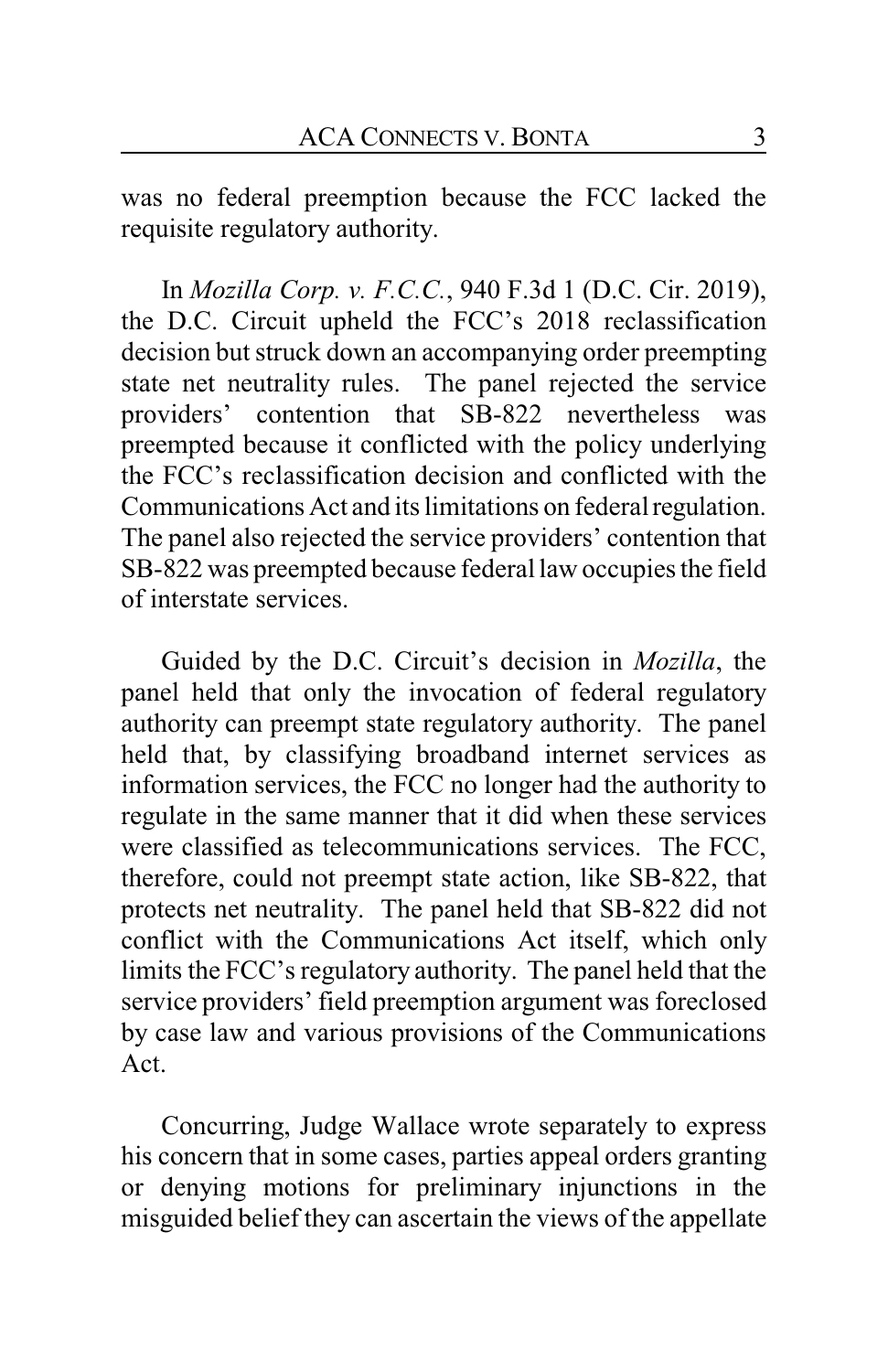was no federal preemption because the FCC lacked the requisite regulatory authority.

In *Mozilla Corp. v. F.C.C.*, 940 F.3d 1 (D.C. Cir. 2019), the D.C. Circuit upheld the FCC's 2018 reclassification decision but struck down an accompanying order preempting state net neutrality rules. The panel rejected the service providers' contention that SB-822 nevertheless was preempted because it conflicted with the policy underlying the FCC's reclassification decision and conflicted with the Communications Act and its limitations on federal regulation. The panel also rejected the service providers' contention that SB-822 was preempted because federal law occupies the field of interstate services.

Guided by the D.C. Circuit's decision in *Mozilla*, the panel held that only the invocation of federal regulatory authority can preempt state regulatory authority. The panel held that, by classifying broadband internet services as information services, the FCC no longer had the authority to regulate in the same manner that it did when these services were classified as telecommunications services. The FCC, therefore, could not preempt state action, like SB-822, that protects net neutrality. The panel held that SB-822 did not conflict with the Communications Act itself, which only limits the FCC's regulatory authority. The panel held that the service providers' field preemption argument was foreclosed by case law and various provisions of the Communications Act.

Concurring, Judge Wallace wrote separately to express his concern that in some cases, parties appeal orders granting or denying motions for preliminary injunctions in the misguided belief they can ascertain the views of the appellate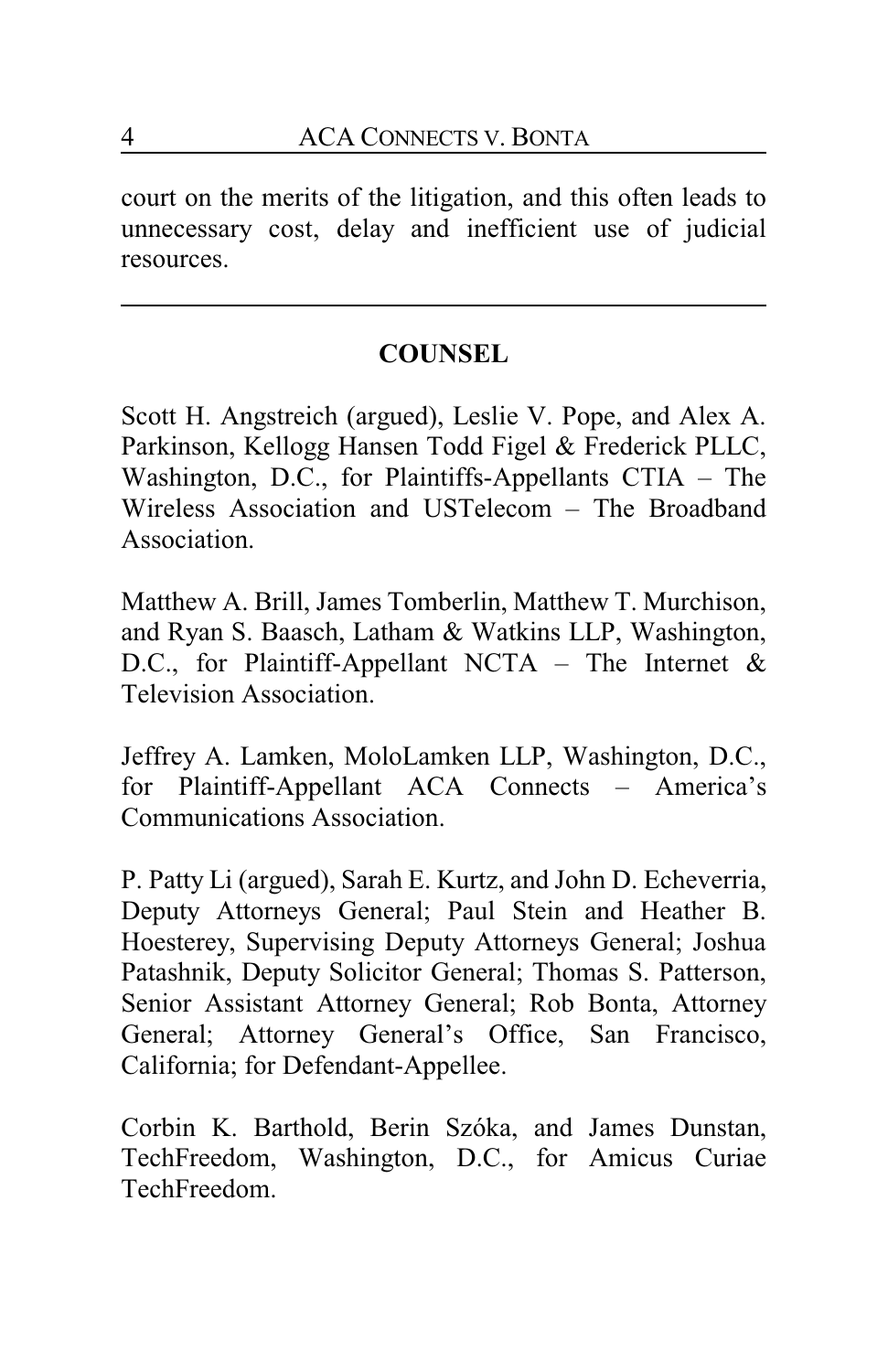court on the merits of the litigation, and this often leads to unnecessary cost, delay and inefficient use of judicial resources.

---

## COUNSEL

Scott H. Angstreich (argued), Leslie V. Pope, and Alex A. Parkinson, Kellogg Hansen Todd Figel & Frederick PLLC, Washington, D.C., for Plaintiffs-Appellants CTIA – The Wireless Association and USTelecom – The Broadband Association.

Matthew A. Brill, James Tomberlin, Matthew T. Murchison, and Ryan S. Baasch, Latham & Watkins LLP, Washington, D.C., for Plaintiff-Appellant NCTA – The Internet & Television Association.

Jeffrey A. Lamken, MoloLamken LLP, Washington, D.C., for Plaintiff-Appellant ACA Connects – America's Communications Association.

P. Patty Li (argued), Sarah E. Kurtz, and John D. Echeverria, Deputy Attorneys General; Paul Stein and Heather B. Hoesterey, Supervising Deputy Attorneys General; Joshua Patashnik, Deputy Solicitor General; Thomas S. Patterson, Senior Assistant Attorney General; Rob Bonta, Attorney General; Attorney General's Office, San Francisco, California; for Defendant-Appellee.

Corbin K. Barthold, Berin Szóka, and James Dunstan, TechFreedom, Washington, D.C., for Amicus Curiae TechFreedom.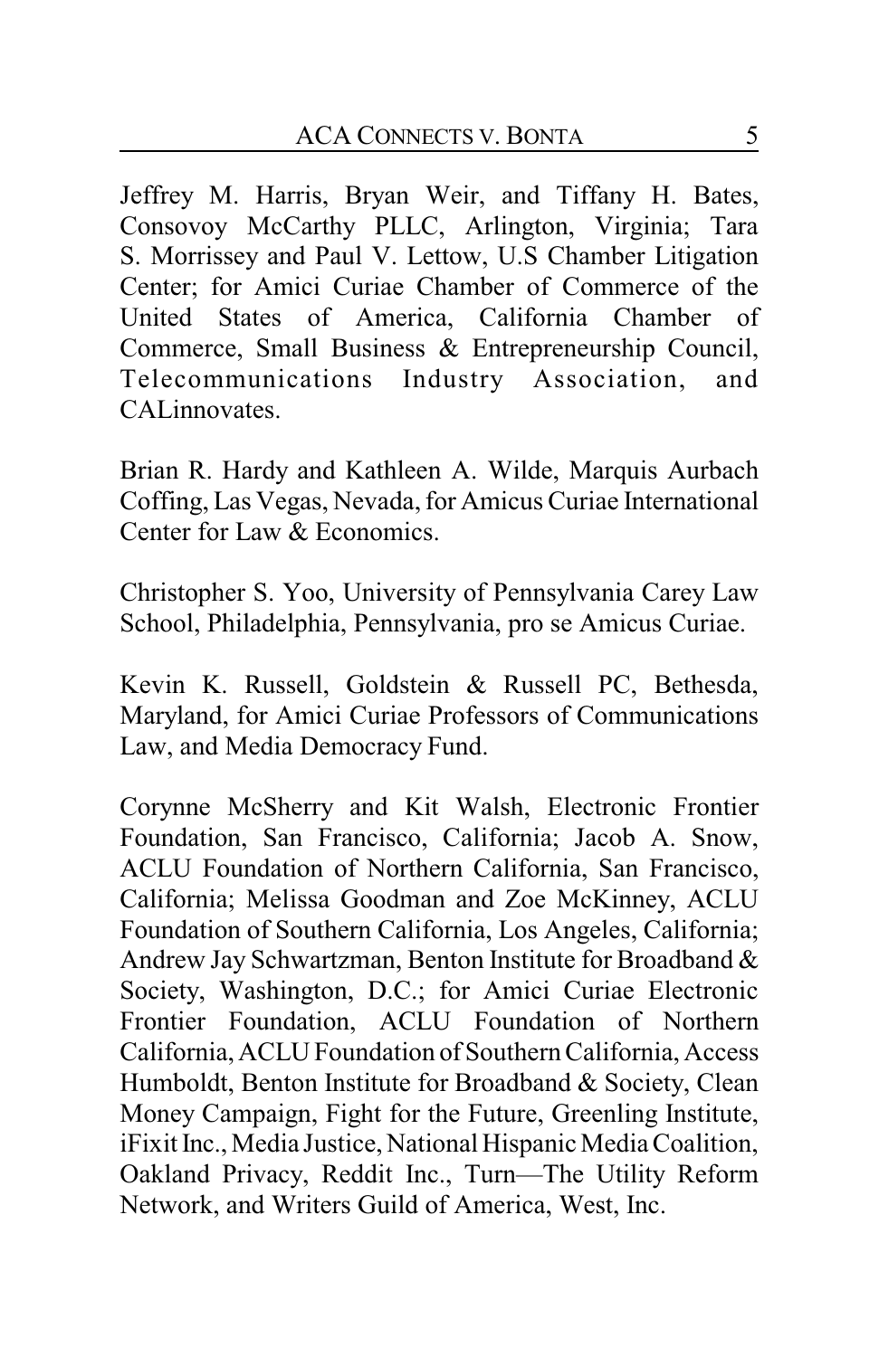Jeffrey M. Harris, Bryan Weir, and Tiffany H. Bates, Consovoy McCarthy PLLC, Arlington, Virginia; Tara S. Morrissey and Paul V. Lettow, U.S Chamber Litigation Center; for Amici Curiae Chamber of Commerce of the United States of America, California Chamber of Commerce, Small Business & Entrepreneurship Council, Telecommunications Industry Association, and CALinnovates.

Brian R. Hardy and Kathleen A. Wilde, Marquis Aurbach Coffing, Las Vegas, Nevada, for Amicus Curiae International Center for Law & Economics.

Christopher S. Yoo, University of Pennsylvania Carey Law School, Philadelphia, Pennsylvania, pro se Amicus Curiae.

Kevin K. Russell, Goldstein & Russell PC, Bethesda, Maryland, for Amici Curiae Professors of Communications Law, and Media Democracy Fund.

Corynne McSherry and Kit Walsh, Electronic Frontier Foundation, San Francisco, California; Jacob A. Snow, ACLU Foundation of Northern California, San Francisco, California; Melissa Goodman and Zoe McKinney, ACLU Foundation of Southern California, Los Angeles, California; Andrew Jay Schwartzman, Benton Institute for Broadband & Society, Washington, D.C.; for Amici Curiae Electronic Frontier Foundation, ACLU Foundation of Northern California, ACLU Foundation of Southern California, Access Humboldt, Benton Institute for Broadband & Society, Clean Money Campaign, Fight for the Future, Greenling Institute, iFixit Inc., Media Justice, National Hispanic Media Coalition, Oakland Privacy, Reddit Inc., Turn—The Utility Reform Network, and Writers Guild of America, West, Inc.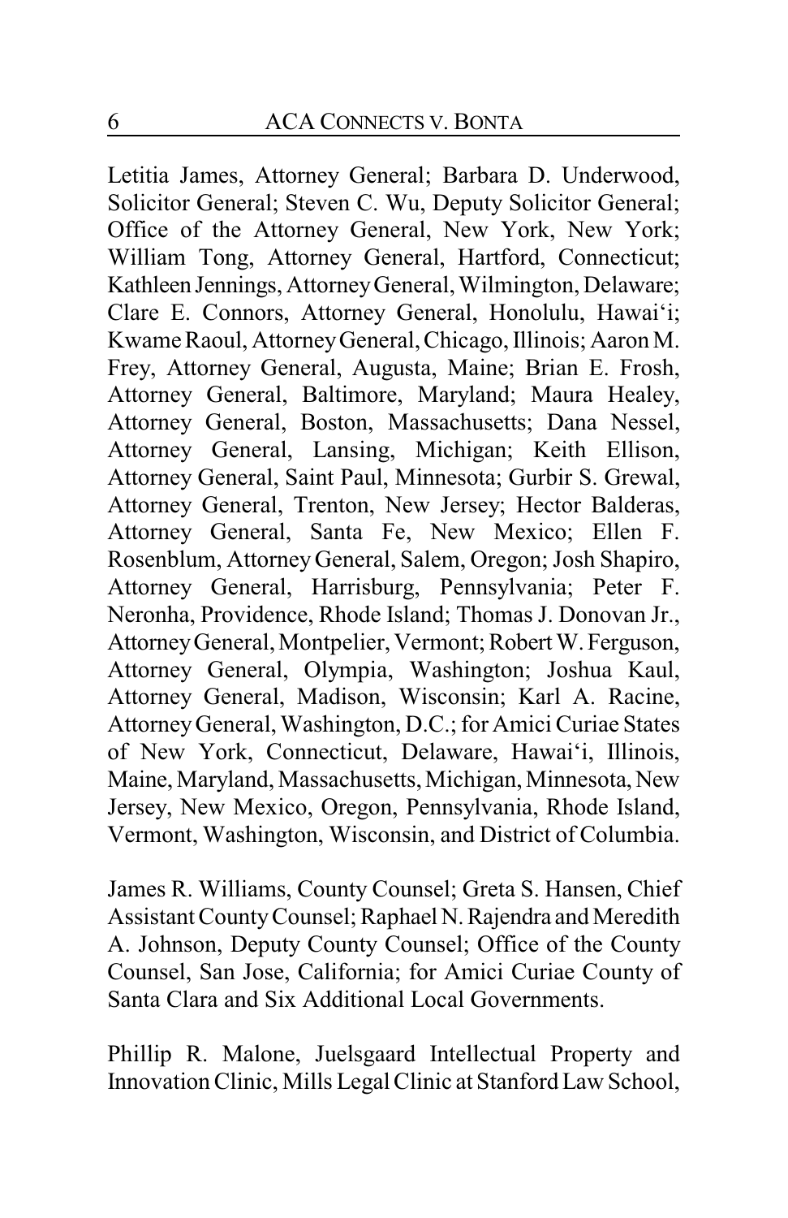Letitia James, Attorney General; Barbara D. Underwood, Solicitor General; Steven C. Wu, Deputy Solicitor General; Office of the Attorney General, New York, New York; William Tong, Attorney General, Hartford, Connecticut; Kathleen Jennings, Attorney General, Wilmington, Delaware; Clare E. Connors, Attorney General, Honolulu, Hawai'i; Kwame Raoul, Attorney General, Chicago, Illinois; Aaron M. Frey, Attorney General, Augusta, Maine; Brian E. Frosh, Attorney General, Baltimore, Maryland; Maura Healey, Attorney General, Boston, Massachusetts; Dana Nessel, Attorney General, Lansing, Michigan; Keith Ellison, Attorney General, Saint Paul, Minnesota; Gurbir S. Grewal, Attorney General, Trenton, New Jersey; Hector Balderas, Attorney General, Santa Fe, New Mexico; Ellen F. Rosenblum, Attorney General, Salem, Oregon; Josh Shapiro, Attorney General, Harrisburg, Pennsylvania; Peter F. Neronha, Providence, Rhode Island; Thomas J. Donovan Jr., Attorney General, Montpelier, Vermont; Robert W. Ferguson, Attorney General, Olympia, Washington; Joshua Kaul, Attorney General, Madison, Wisconsin; Karl A. Racine, Attorney General, Washington, D.C.; for Amici Curiae States of New York, Connecticut, Delaware, Hawai'i, Illinois, Maine, Maryland, Massachusetts, Michigan, Minnesota, New Jersey, New Mexico, Oregon, Pennsylvania, Rhode Island, Vermont, Washington, Wisconsin, and District of Columbia.

James R. Williams, County Counsel; Greta S. Hansen, Chief Assistant County Counsel; Raphael N. Rajendra and Meredith A. Johnson, Deputy County Counsel; Office of the County Counsel, San Jose, California; for Amici Curiae County of Santa Clara and Six Additional Local Governments.

Phillip R. Malone, Juelsgaard Intellectual Property and Innovation Clinic, Mills Legal Clinic at Stanford Law School,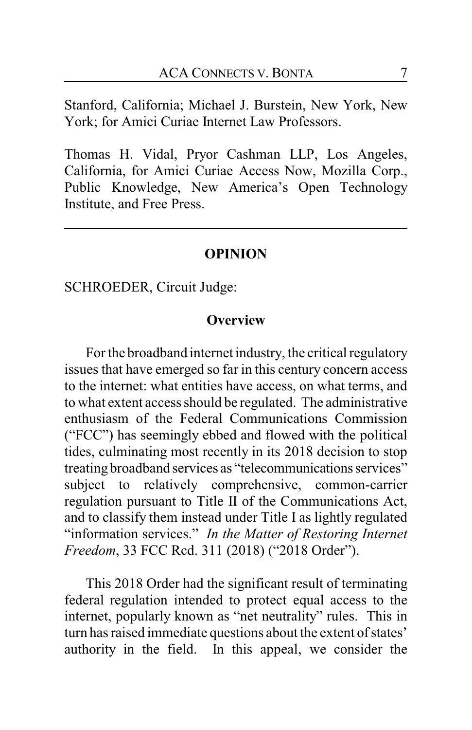Stanford, California; Michael J. Burstein, New York, New York; for Amici Curiae Internet Law Professors.

Thomas H. Vidal, Pryor Cashman LLP, Los Angeles, California, for Amici Curiae Access Now, Mozilla Corp., Public Knowledge, New America's Open Technology Institute, and Free Press.

---

## OPINION

SCHROEDER, Circuit Judge:

### Overview

For the broadband internet industry, the critical regulatory issues that have emerged so far in this century concern access to the internet: what entities have access, on what terms, and to what extent access should be regulated. The administrative enthusiasm of the Federal Communications Commission ("FCC") has seemingly ebbed and flowed with the political tides, culminating most recently in its 2018 decision to stop treating broadband services as "telecommunications services" subject to relatively comprehensive, common-carrier regulation pursuant to Title II of the Communications Act, and to classify them instead under Title I as lightly regulated "information services." *In the Matter of Restoring Internet Freedom*, 33 FCC Rcd. 311 (2018) ("2018 Order").

This 2018 Order had the significant result of terminating federal regulation intended to protect equal access to the internet, popularly known as "net neutrality" rules. This in turn has raised immediate questions about the extent of states' authority in the field. In this appeal, we consider the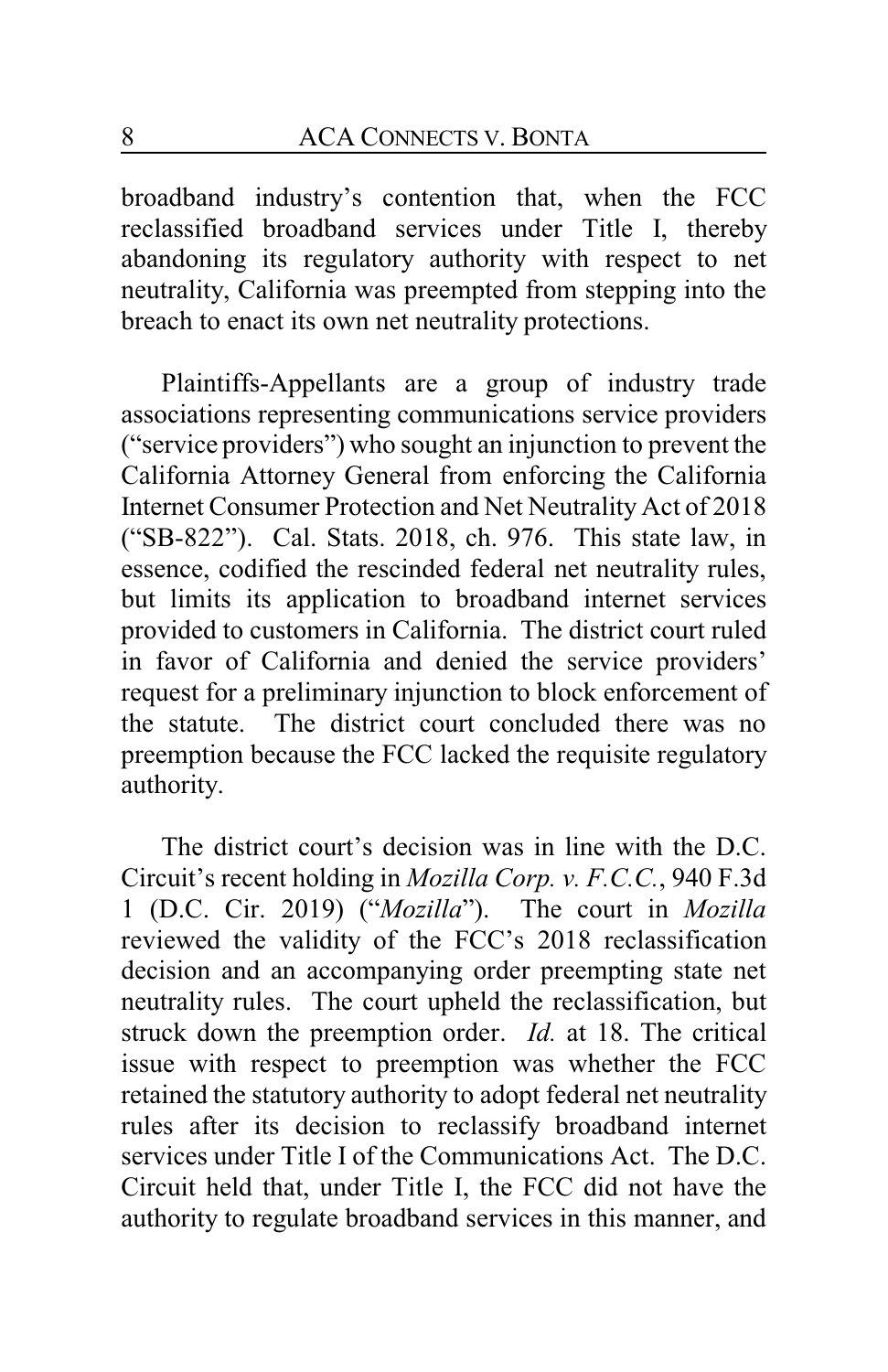broadband industry's contention that, when the FCC reclassified broadband services under Title I, thereby abandoning its regulatory authority with respect to net neutrality, California was preempted from stepping into the breach to enact its own net neutrality protections.

Plaintiffs-Appellants are a group of industry trade associations representing communications service providers ("service providers") who sought an injunction to prevent the California Attorney General from enforcing the California Internet Consumer Protection and Net Neutrality Act of 2018 ("SB-822"). Cal. Stats. 2018, ch. 976. This state law, in essence, codified the rescinded federal net neutrality rules, but limits its application to broadband internet services provided to customers in California. The district court ruled in favor of California and denied the service providers' request for a preliminary injunction to block enforcement of the statute. The district court concluded there was no preemption because the FCC lacked the requisite regulatory authority.

The district court's decision was in line with the D.C. Circuit's recent holding in *Mozilla Corp. v. F.C.C.*, 940 F.3d 1 (D.C. Cir. 2019) ("*Mozilla*"). The court in *Mozilla* reviewed the validity of the FCC's 2018 reclassification decision and an accompanying order preempting state net neutrality rules. The court upheld the reclassification, but struck down the preemption order. *Id.* at 18. The critical issue with respect to preemption was whether the FCC retained the statutory authority to adopt federal net neutrality rules after its decision to reclassify broadband internet services under Title I of the Communications Act. The D.C. Circuit held that, under Title I, the FCC did not have the authority to regulate broadband services in this manner, and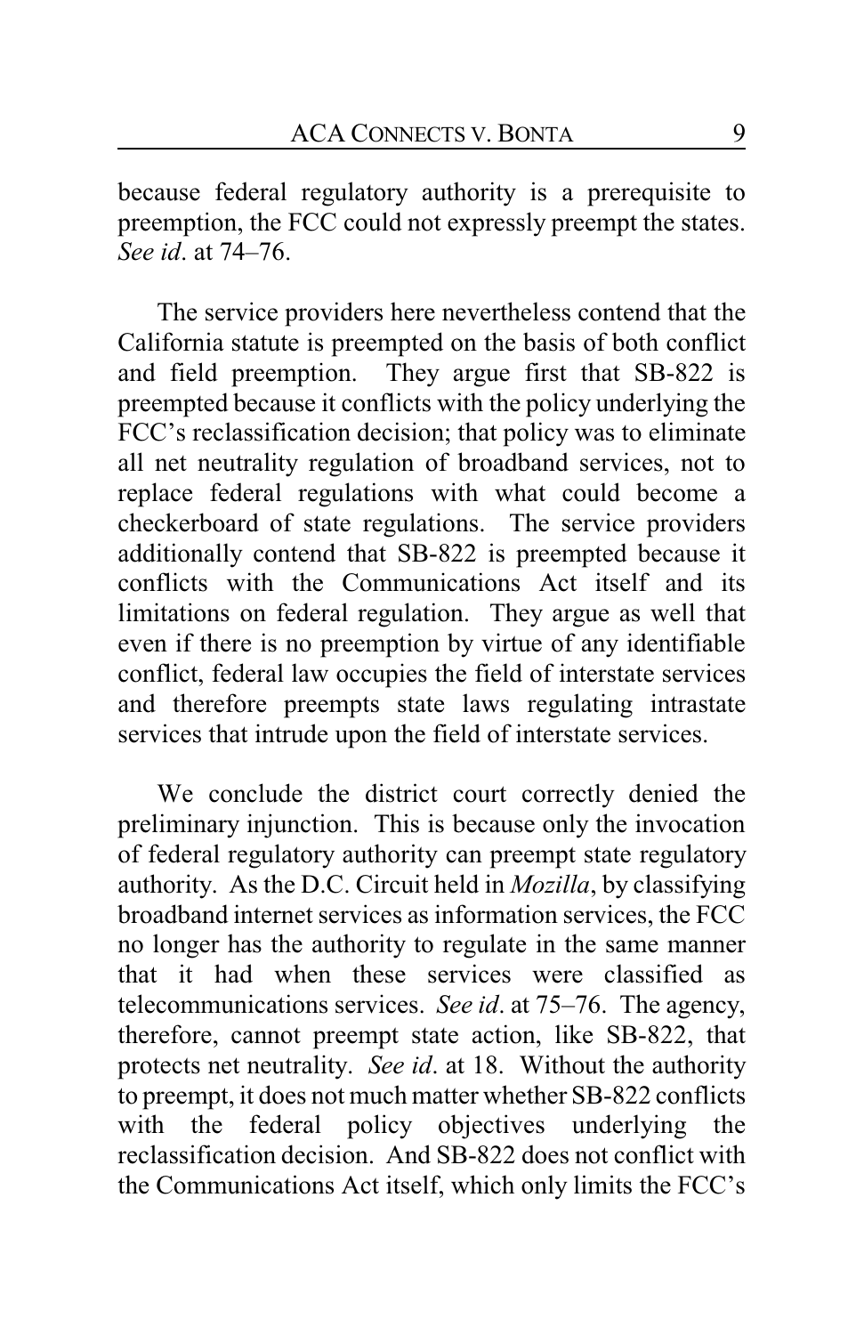because federal regulatory authority is a prerequisite to preemption, the FCC could not expressly preempt the states. *See id*. at 74–76.

The service providers here nevertheless contend that the California statute is preempted on the basis of both conflict and field preemption. They argue first that SB-822 is preempted because it conflicts with the policy underlying the FCC's reclassification decision; that policy was to eliminate all net neutrality regulation of broadband services, not to replace federal regulations with what could become a checkerboard of state regulations. The service providers additionally contend that SB-822 is preempted because it conflicts with the Communications Act itself and its limitations on federal regulation. They argue as well that even if there is no preemption by virtue of any identifiable conflict, federal law occupies the field of interstate services and therefore preempts state laws regulating intrastate services that intrude upon the field of interstate services.

We conclude the district court correctly denied the preliminary injunction. This is because only the invocation of federal regulatory authority can preempt state regulatory authority. As the D.C. Circuit held in *Mozilla*, by classifying broadband internet services as information services, the FCC no longer has the authority to regulate in the same manner that it had when these services were classified as telecommunications services. *See id*. at 75–76. The agency, therefore, cannot preempt state action, like SB-822, that protects net neutrality. *See id*. at 18. Without the authority to preempt, it does not much matter whether SB-822 conflicts with the federal policy objectives underlying the reclassification decision. And SB-822 does not conflict with the Communications Act itself, which only limits the FCC's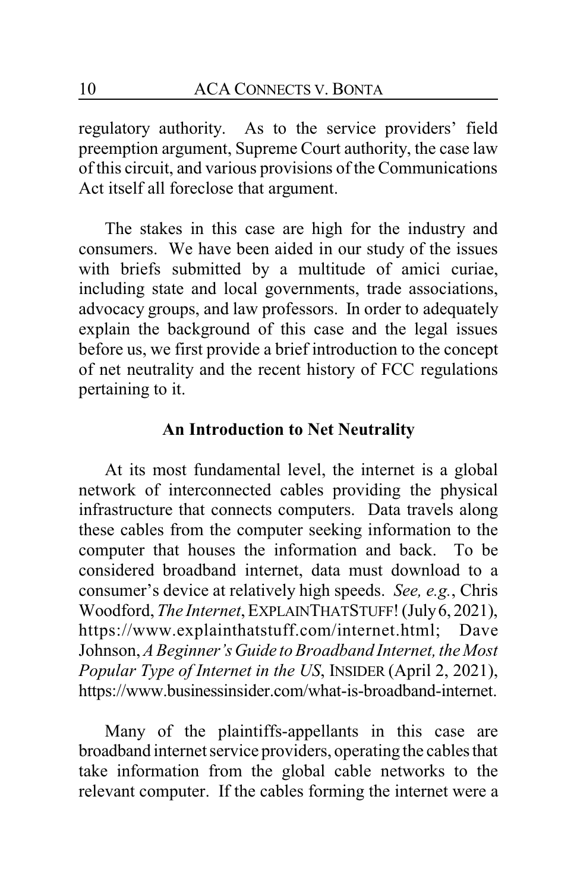regulatory authority. As to the service providers' field preemption argument, Supreme Court authority, the case law of this circuit, and various provisions of the Communications Act itself all foreclose that argument.

The stakes in this case are high for the industry and consumers. We have been aided in our study of the issues with briefs submitted by a multitude of amici curiae, including state and local governments, trade associations, advocacy groups, and law professors. In order to adequately explain the background of this case and the legal issues before us, we first provide a brief introduction to the concept of net neutrality and the recent history of FCC regulations pertaining to it.

## An Introduction to Net Neutrality

At its most fundamental level, the internet is a global network of interconnected cables providing the physical infrastructure that connects computers. Data travels along these cables from the computer seeking information to the computer that houses the information and back. To be considered broadband internet, data must download to a consumer's device at relatively high speeds. *See, e.g.*, Chris Woodford, *The Internet*, EXPLAINTHATSTUFF! (July 6, 2021), https://www.explainthatstuff.com/internet.html; Dave Johnson, *A Beginner's Guide to Broadband Internet, the Most Popular Type of Internet in the US*, INSIDER (April 2, 2021), https://www.businessinsider.com/what-is-broadband-internet.

Many of the plaintiffs-appellants in this case are broadband internet service providers, operating the cables that take information from the global cable networks to the relevant computer. If the cables forming the internet were a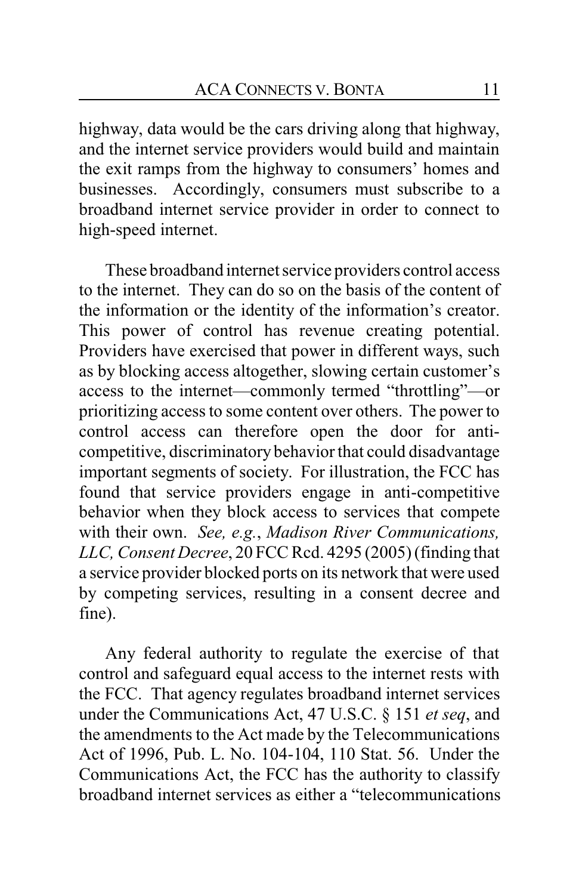highway, data would be the cars driving along that highway, and the internet service providers would build and maintain the exit ramps from the highway to consumers' homes and businesses. Accordingly, consumers must subscribe to a broadband internet service provider in order to connect to high-speed internet.

These broadband internet service providers control access to the internet. They can do so on the basis of the content of the information or the identity of the information's creator. This power of control has revenue creating potential. Providers have exercised that power in different ways, such as by blocking access altogether, slowing certain customer's access to the internet—commonly termed "throttling"—or prioritizing access to some content over others. The power to control access can therefore open the door for anti-competitive, discriminatory behavior that could disadvantage important segments of society. For illustration, the FCC has found that service providers engage in anti-competitive behavior when they block access to services that compete with their own. *See, e.g.*, *Madison River Communications, LLC, Consent Decree*, 20 FCC Rcd. 4295 (2005) (finding that a service provider blocked ports on its network that were used by competing services, resulting in a consent decree and fine).

Any federal authority to regulate the exercise of that control and safeguard equal access to the internet rests with the FCC. That agency regulates broadband internet services under the Communications Act, 47 U.S.C. § 151 *et seq*, and the amendments to the Act made by the Telecommunications Act of 1996, Pub. L. No. 104-104, 110 Stat. 56. Under the Communications Act, the FCC has the authority to classify broadband internet services as either a "telecommunications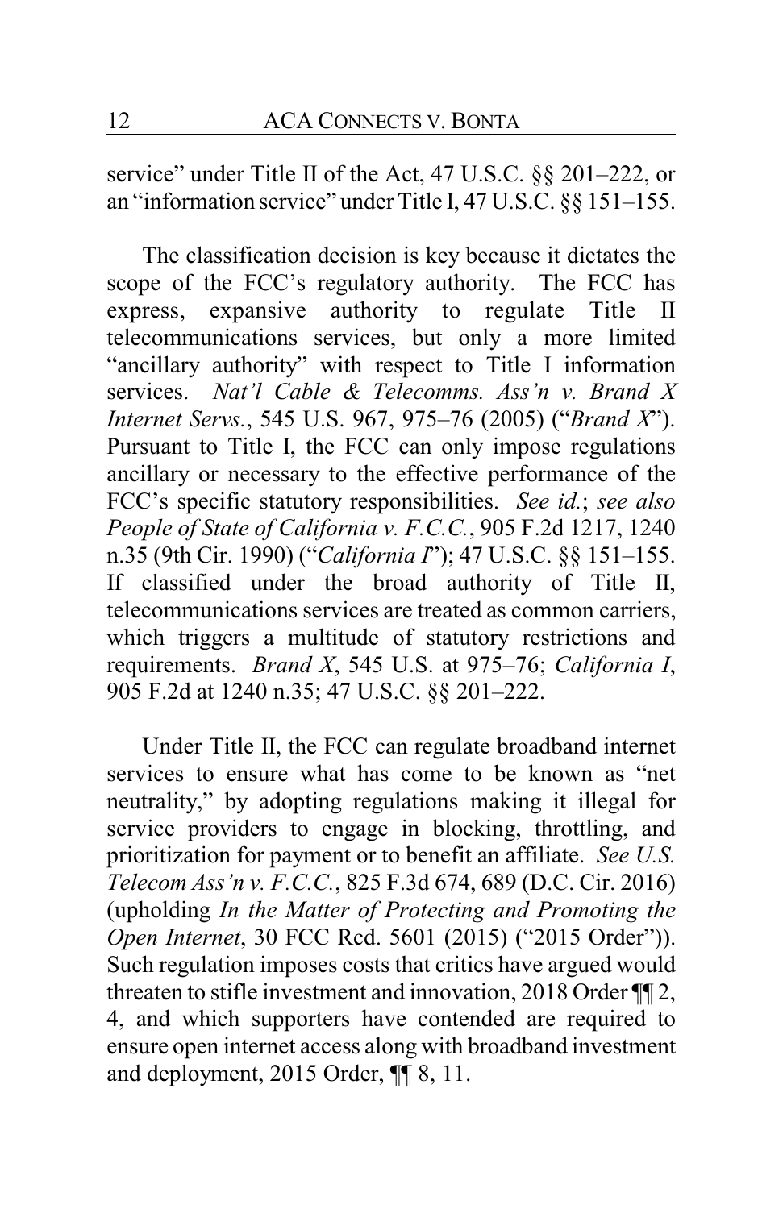service" under Title II of the Act, 47 U.S.C. §§ 201–222, or an "information service" under Title I, 47 U.S.C. §§ 151–155.

The classification decision is key because it dictates the scope of the FCC's regulatory authority. The FCC has express, expansive authority to regulate Title II telecommunications services, but only a more limited "ancillary authority" with respect to Title I information services. *Nat'l Cable & Telecomms. Ass'n v. Brand X Internet Servs.*, 545 U.S. 967, 975–76 (2005) ("*Brand X*"). Pursuant to Title I, the FCC can only impose regulations ancillary or necessary to the effective performance of the FCC's specific statutory responsibilities. *See id.*; *see also People of State of California v. F.C.C.*, 905 F.2d 1217, 1240 n.35 (9th Cir. 1990) ("*California I*"); 47 U.S.C. §§ 151–155. If classified under the broad authority of Title II, telecommunications services are treated as common carriers, which triggers a multitude of statutory restrictions and requirements. *Brand X*, 545 U.S. at 975–76; *California I*, 905 F.2d at 1240 n.35; 47 U.S.C. §§ 201–222.

Under Title II, the FCC can regulate broadband internet services to ensure what has come to be known as "net neutrality," by adopting regulations making it illegal for service providers to engage in blocking, throttling, and prioritization for payment or to benefit an affiliate. *See U.S. Telecom Ass'n v. F.C.C.*, 825 F.3d 674, 689 (D.C. Cir. 2016) (upholding *In the Matter of Protecting and Promoting the Open Internet*, 30 FCC Rcd. 5601 (2015) ("2015 Order")). Such regulation imposes costs that critics have argued would threaten to stifle investment and innovation, 2018 Order ¶¶ 2, 4, and which supporters have contended are required to ensure open internet access along with broadband investment and deployment, 2015 Order, ¶¶ 8, 11.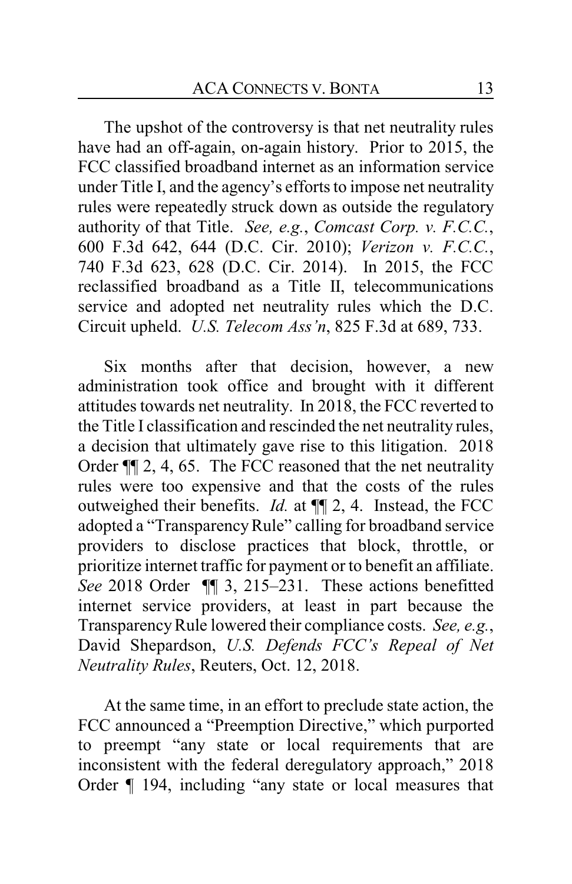The upshot of the controversy is that net neutrality rules have had an off-again, on-again history. Prior to 2015, the FCC classified broadband internet as an information service under Title I, and the agency's efforts to impose net neutrality rules were repeatedly struck down as outside the regulatory authority of that Title. *See, e.g.*, *Comcast Corp. v. F.C.C.*, 600 F.3d 642, 644 (D.C. Cir. 2010); *Verizon v. F.C.C.*, 740 F.3d 623, 628 (D.C. Cir. 2014). In 2015, the FCC reclassified broadband as a Title II, telecommunications service and adopted net neutrality rules which the D.C. Circuit upheld. *U.S. Telecom Ass'n*, 825 F.3d at 689, 733.

Six months after that decision, however, a new administration took office and brought with it different attitudes towards net neutrality. In 2018, the FCC reverted to the Title I classification and rescinded the net neutrality rules, a decision that ultimately gave rise to this litigation. 2018 Order ¶¶ 2, 4, 65. The FCC reasoned that the net neutrality rules were too expensive and that the costs of the rules outweighed their benefits. *Id.* at ¶¶ 2, 4. Instead, the FCC adopted a "Transparency Rule" calling for broadband service providers to disclose practices that block, throttle, or prioritize internet traffic for payment or to benefit an affiliate. *See* 2018 Order ¶¶ 3, 215–231. These actions benefitted internet service providers, at least in part because the Transparency Rule lowered their compliance costs. *See, e.g.*, David Shepardson, *U.S. Defends FCC's Repeal of Net Neutrality Rules*, Reuters, Oct. 12, 2018.

At the same time, in an effort to preclude state action, the FCC announced a "Preemption Directive," which purported to preempt "any state or local requirements that are inconsistent with the federal deregulatory approach," 2018 Order ¶ 194, including "any state or local measures that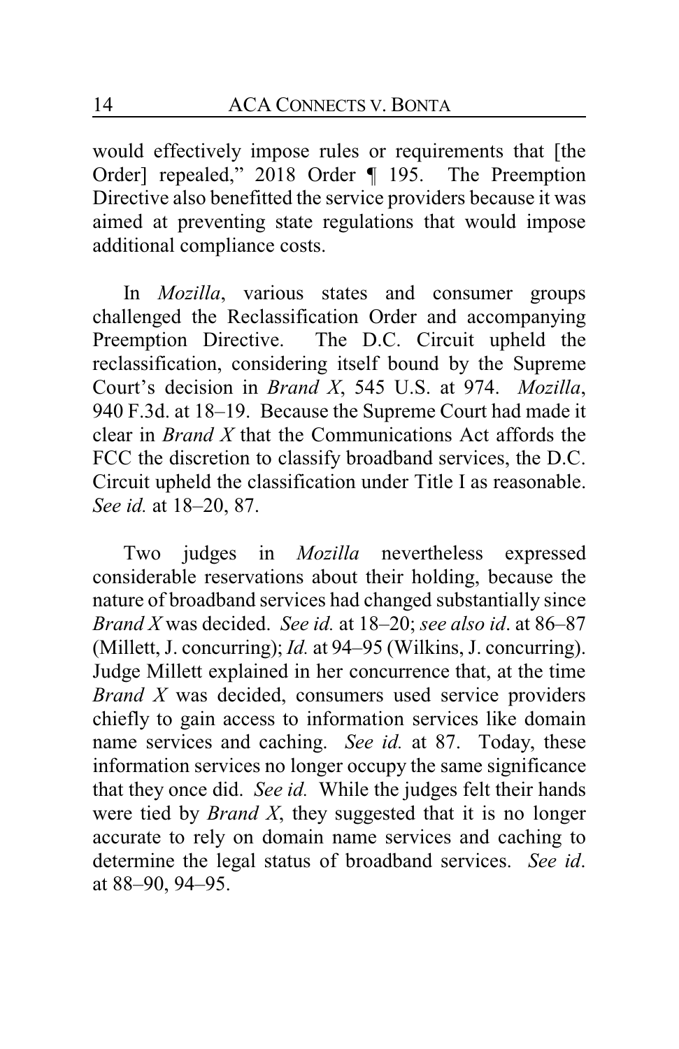would effectively impose rules or requirements that [the Order] repealed," 2018 Order ¶ 195. The Preemption Directive also benefitted the service providers because it was aimed at preventing state regulations that would impose additional compliance costs.

In *Mozilla*, various states and consumer groups challenged the Reclassification Order and accompanying Preemption Directive. The D.C. Circuit upheld the reclassification, considering itself bound by the Supreme Court's decision in *Brand X*, 545 U.S. at 974. *Mozilla*, 940 F.3d. at 18–19. Because the Supreme Court had made it clear in *Brand X* that the Communications Act affords the FCC the discretion to classify broadband services, the D.C. Circuit upheld the classification under Title I as reasonable. *See id.* at 18–20, 87.

Two judges in *Mozilla* nevertheless expressed considerable reservations about their holding, because the nature of broadband services had changed substantially since *Brand X* was decided. *See id.* at 18–20; *see also id*. at 86–87 (Millett, J. concurring); *Id.* at 94–95 (Wilkins, J. concurring). Judge Millett explained in her concurrence that, at the time *Brand X* was decided, consumers used service providers chiefly to gain access to information services like domain name services and caching. *See id.* at 87. Today, these information services no longer occupy the same significance that they once did. *See id.* While the judges felt their hands were tied by *Brand X*, they suggested that it is no longer accurate to rely on domain name services and caching to determine the legal status of broadband services. *See id*. at 88–90, 94–95.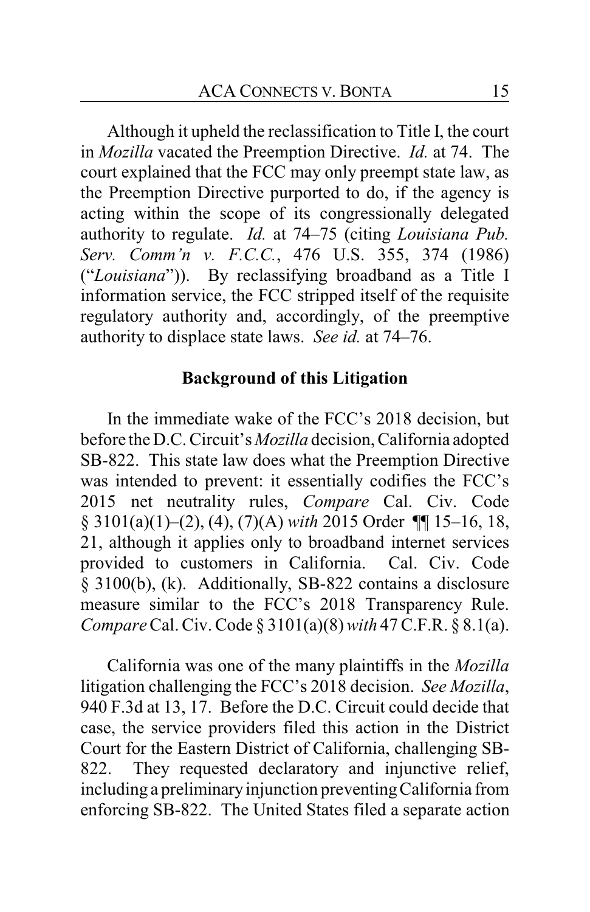Although it upheld the reclassification to Title I, the court in *Mozilla* vacated the Preemption Directive. *Id.* at 74. The court explained that the FCC may only preempt state law, as the Preemption Directive purported to do, if the agency is acting within the scope of its congressionally delegated authority to regulate. *Id.* at 74–75 (citing *Louisiana Pub. Serv. Comm'n v. F.C.C.*, 476 U.S. 355, 374 (1986) ("*Louisiana*")). By reclassifying broadband as a Title I information service, the FCC stripped itself of the requisite regulatory authority and, accordingly, of the preemptive authority to displace state laws. *See id.* at 74–76.

**Background of this Litigation**

In the immediate wake of the FCC's 2018 decision, but before the D.C. Circuit's *Mozilla* decision, California adopted SB-822. This state law does what the Preemption Directive was intended to prevent: it essentially codifies the FCC's 2015 net neutrality rules, *Compare* Cal. Civ. Code § 3101(a)(1)–(2), (4), (7)(A) *with* 2015 Order ¶¶ 15–16, 18, 21, although it applies only to broadband internet services provided to customers in California. Cal. Civ. Code § 3100(b), (k). Additionally, SB-822 contains a disclosure measure similar to the FCC's 2018 Transparency Rule. *Compare* Cal. Civ. Code § 3101(a)(8) *with* 47 C.F.R. § 8.1(a).

California was one of the many plaintiffs in the *Mozilla* litigation challenging the FCC's 2018 decision. *See Mozilla*, 940 F.3d at 13, 17. Before the D.C. Circuit could decide that case, the service providers filed this action in the District Court for the Eastern District of California, challenging SB-822. They requested declaratory and injunctive relief, including a preliminary injunction preventing California from enforcing SB-822. The United States filed a separate action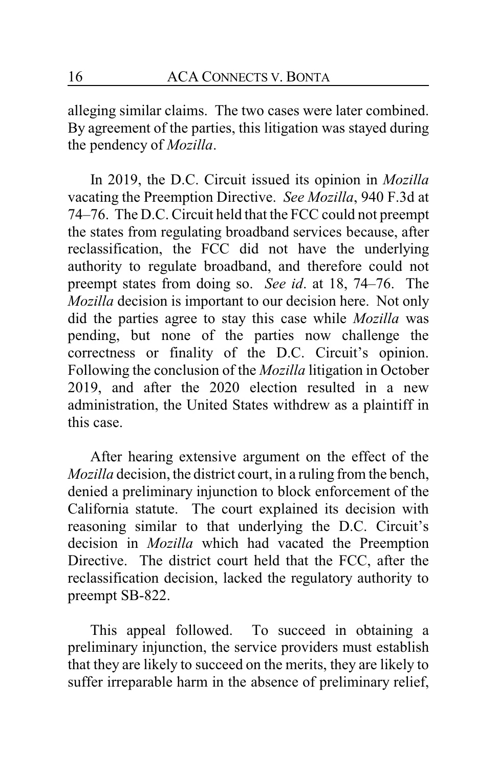alleging similar claims. The two cases were later combined. By agreement of the parties, this litigation was stayed during the pendency of *Mozilla*.

In 2019, the D.C. Circuit issued its opinion in *Mozilla* vacating the Preemption Directive. *See Mozilla*, 940 F.3d at 74–76. The D.C. Circuit held that the FCC could not preempt the states from regulating broadband services because, after reclassification, the FCC did not have the underlying authority to regulate broadband, and therefore could not preempt states from doing so. *See id*. at 18, 74–76. The *Mozilla* decision is important to our decision here. Not only did the parties agree to stay this case while *Mozilla* was pending, but none of the parties now challenge the correctness or finality of the D.C. Circuit's opinion. Following the conclusion of the *Mozilla* litigation in October 2019, and after the 2020 election resulted in a new administration, the United States withdrew as a plaintiff in this case.

After hearing extensive argument on the effect of the *Mozilla* decision, the district court, in a ruling from the bench, denied a preliminary injunction to block enforcement of the California statute. The court explained its decision with reasoning similar to that underlying the D.C. Circuit's decision in *Mozilla* which had vacated the Preemption Directive. The district court held that the FCC, after the reclassification decision, lacked the regulatory authority to preempt SB-822.

This appeal followed. To succeed in obtaining a preliminary injunction, the service providers must establish that they are likely to succeed on the merits, they are likely to suffer irreparable harm in the absence of preliminary relief,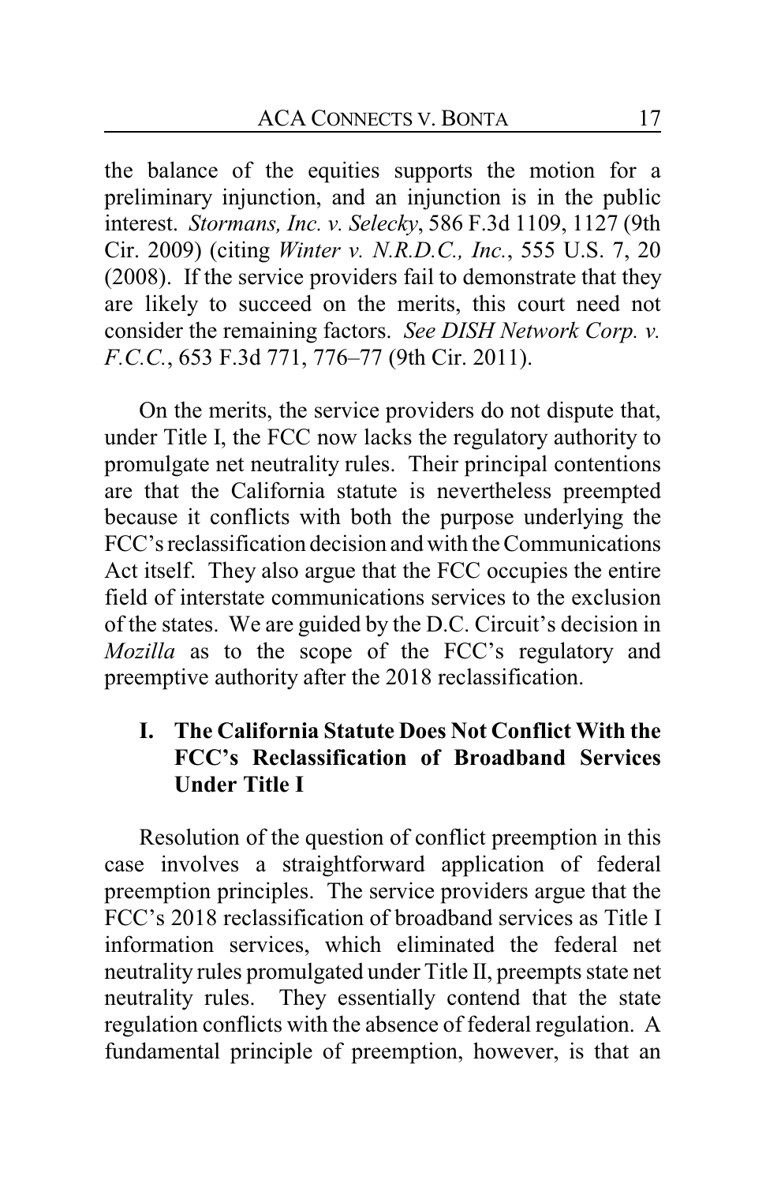the balance of the equities supports the motion for a preliminary injunction, and an injunction is in the public interest. *Stormans, Inc. v. Selecky*, 586 F.3d 1109, 1127 (9th Cir. 2009) (citing *Winter v. N.R.D.C., Inc.*, 555 U.S. 7, 20 (2008). If the service providers fail to demonstrate that they are likely to succeed on the merits, this court need not consider the remaining factors. *See DISH Network Corp. v. F.C.C.*, 653 F.3d 771, 776–77 (9th Cir. 2011).

On the merits, the service providers do not dispute that, under Title I, the FCC now lacks the regulatory authority to promulgate net neutrality rules. Their principal contentions are that the California statute is nevertheless preempted because it conflicts with both the purpose underlying the FCC's reclassification decision and with the Communications Act itself. They also argue that the FCC occupies the entire field of interstate communications services to the exclusion of the states. We are guided by the D.C. Circuit's decision in *Mozilla* as to the scope of the FCC's regulatory and preemptive authority after the 2018 reclassification.

## I. The California Statute Does Not Conflict With the FCC's Reclassification of Broadband Services Under Title I

Resolution of the question of conflict preemption in this case involves a straightforward application of federal preemption principles. The service providers argue that the FCC's 2018 reclassification of broadband services as Title I information services, which eliminated the federal net neutrality rules promulgated under Title II, preempts state net neutrality rules. They essentially contend that the state regulation conflicts with the absence of federal regulation. A fundamental principle of preemption, however, is that an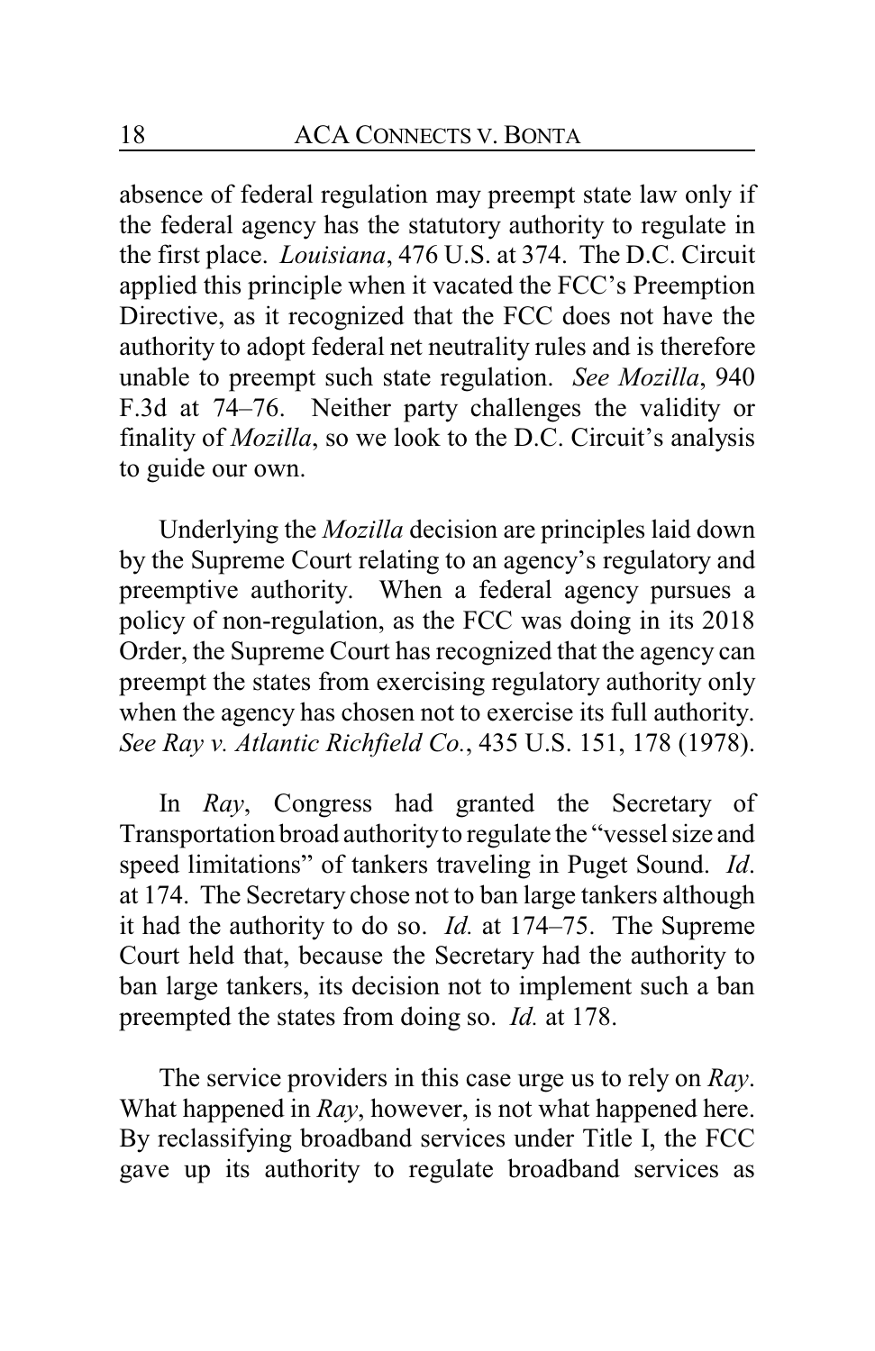absence of federal regulation may preempt state law only if the federal agency has the statutory authority to regulate in the first place. *Louisiana*, 476 U.S. at 374. The D.C. Circuit applied this principle when it vacated the FCC's Preemption Directive, as it recognized that the FCC does not have the authority to adopt federal net neutrality rules and is therefore unable to preempt such state regulation. *See Mozilla*, 940 F.3d at 74–76. Neither party challenges the validity or finality of *Mozilla*, so we look to the D.C. Circuit's analysis to guide our own.

Underlying the *Mozilla* decision are principles laid down by the Supreme Court relating to an agency's regulatory and preemptive authority. When a federal agency pursues a policy of non-regulation, as the FCC was doing in its 2018 Order, the Supreme Court has recognized that the agency can preempt the states from exercising regulatory authority only when the agency has chosen not to exercise its full authority. *See Ray v. Atlantic Richfield Co.*, 435 U.S. 151, 178 (1978).

In *Ray*, Congress had granted the Secretary of Transportation broad authority to regulate the "vessel size and speed limitations" of tankers traveling in Puget Sound. *Id.* at 174. The Secretary chose not to ban large tankers although it had the authority to do so. *Id.* at 174–75. The Supreme Court held that, because the Secretary had the authority to ban large tankers, its decision not to implement such a ban preempted the states from doing so. *Id.* at 178.

The service providers in this case urge us to rely on *Ray*. What happened in *Ray*, however, is not what happened here. By reclassifying broadband services under Title I, the FCC gave up its authority to regulate broadband services as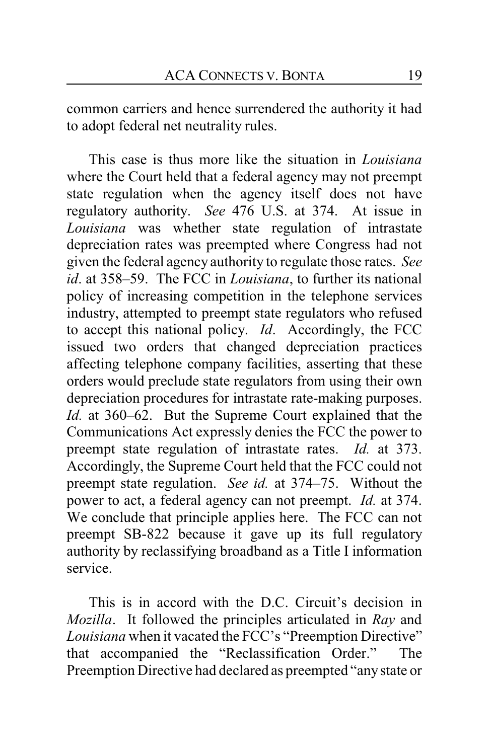common carriers and hence surrendered the authority it had to adopt federal net neutrality rules.

This case is thus more like the situation in *Louisiana* where the Court held that a federal agency may not preempt state regulation when the agency itself does not have regulatory authority. *See* 476 U.S. at 374. At issue in *Louisiana* was whether state regulation of intrastate depreciation rates was preempted where Congress had not given the federal agency authority to regulate those rates. *See id*. at 358–59. The FCC in *Louisiana*, to further its national policy of increasing competition in the telephone services industry, attempted to preempt state regulators who refused to accept this national policy. *Id*. Accordingly, the FCC issued two orders that changed depreciation practices affecting telephone company facilities, asserting that these orders would preclude state regulators from using their own depreciation procedures for intrastate rate-making purposes. *Id.* at 360–62. But the Supreme Court explained that the Communications Act expressly denies the FCC the power to preempt state regulation of intrastate rates. *Id.* at 373. Accordingly, the Supreme Court held that the FCC could not preempt state regulation. *See id.* at 374–75. Without the power to act, a federal agency can not preempt. *Id.* at 374. We conclude that principle applies here. The FCC can not preempt SB-822 because it gave up its full regulatory authority by reclassifying broadband as a Title I information service.

This is in accord with the D.C. Circuit's decision in *Mozilla*. It followed the principles articulated in *Ray* and *Louisiana* when it vacated the FCC's "Preemption Directive" that accompanied the "Reclassification Order." The Preemption Directive had declared as preempted "any state or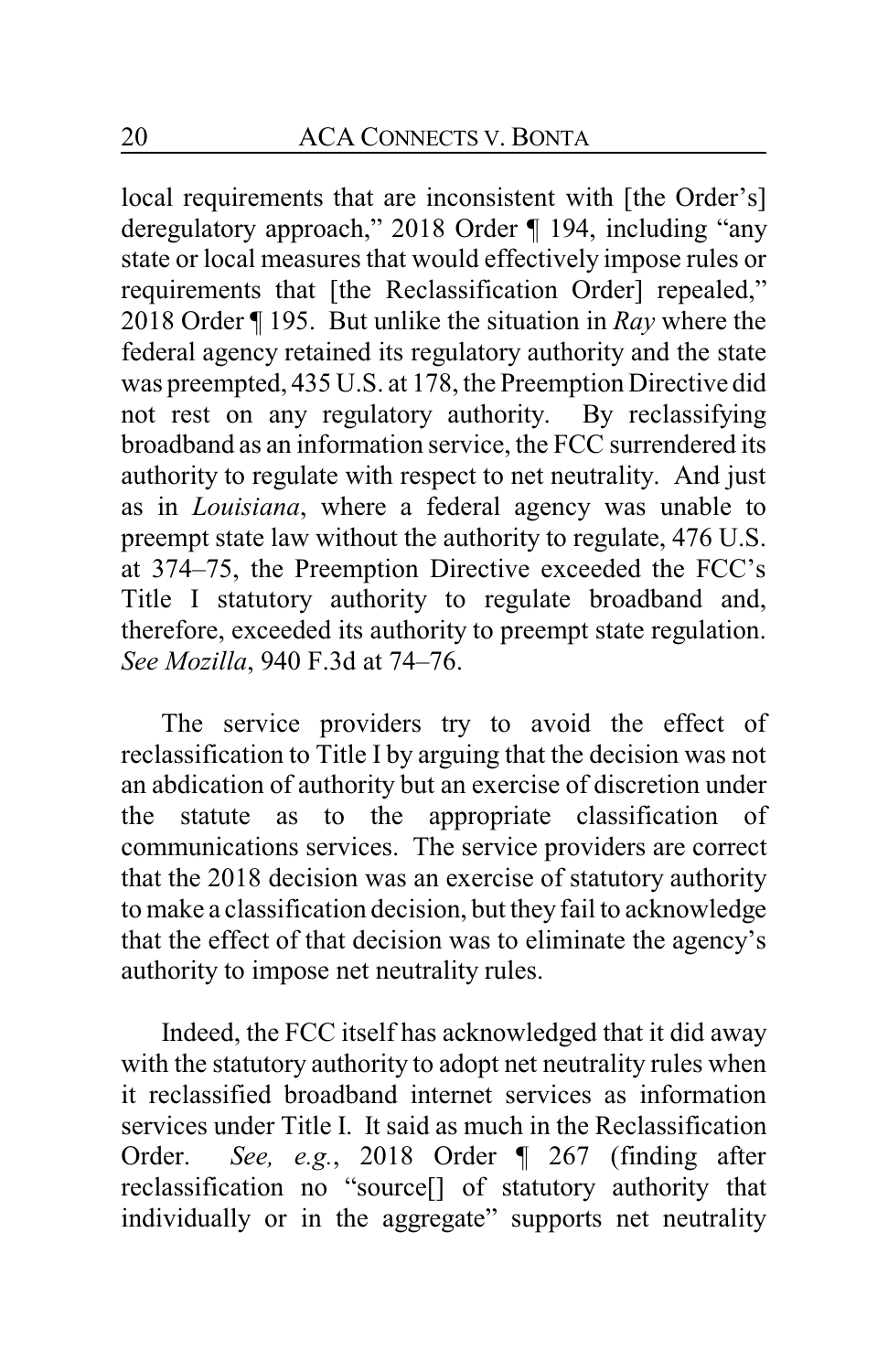local requirements that are inconsistent with [the Order's] deregulatory approach," 2018 Order ¶ 194, including "any state or local measures that would effectively impose rules or requirements that [the Reclassification Order] repealed," 2018 Order ¶ 195. But unlike the situation in *Ray* where the federal agency retained its regulatory authority and the state was preempted, 435 U.S. at 178, the Preemption Directive did not rest on any regulatory authority. By reclassifying broadband as an information service, the FCC surrendered its authority to regulate with respect to net neutrality. And just as in *Louisiana*, where a federal agency was unable to preempt state law without the authority to regulate, 476 U.S. at 374–75, the Preemption Directive exceeded the FCC's Title I statutory authority to regulate broadband and, therefore, exceeded its authority to preempt state regulation. *See Mozilla*, 940 F.3d at 74–76.

The service providers try to avoid the effect of reclassification to Title I by arguing that the decision was not an abdication of authority but an exercise of discretion under the statute as to the appropriate classification of communications services. The service providers are correct that the 2018 decision was an exercise of statutory authority to make a classification decision, but they fail to acknowledge that the effect of that decision was to eliminate the agency's authority to impose net neutrality rules.

Indeed, the FCC itself has acknowledged that it did away with the statutory authority to adopt net neutrality rules when it reclassified broadband internet services as information services under Title I. It said as much in the Reclassification Order. *See, e.g.*, 2018 Order ¶ 267 (finding after reclassification no "source[] of statutory authority that individually or in the aggregate" supports net neutrality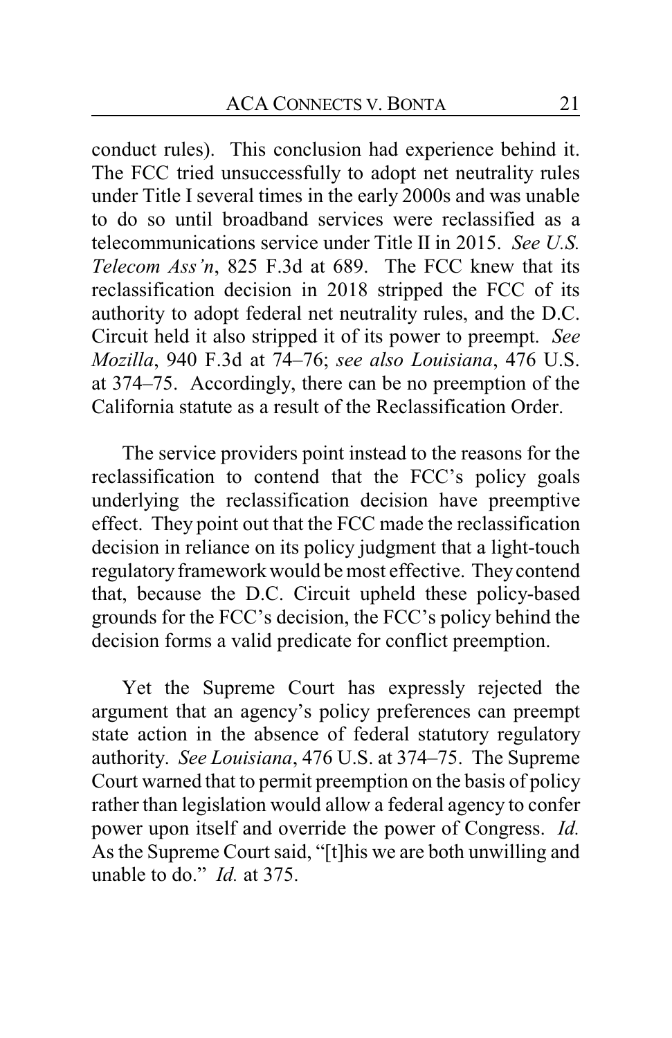conduct rules). This conclusion had experience behind it. The FCC tried unsuccessfully to adopt net neutrality rules under Title I several times in the early 2000s and was unable to do so until broadband services were reclassified as a telecommunications service under Title II in 2015. *See U.S. Telecom Ass'n*, 825 F.3d at 689. The FCC knew that its reclassification decision in 2018 stripped the FCC of its authority to adopt federal net neutrality rules, and the D.C. Circuit held it also stripped it of its power to preempt. *See Mozilla*, 940 F.3d at 74–76; *see also Louisiana*, 476 U.S. at 374–75. Accordingly, there can be no preemption of the California statute as a result of the Reclassification Order.

The service providers point instead to the reasons for the reclassification to contend that the FCC's policy goals underlying the reclassification decision have preemptive effect. They point out that the FCC made the reclassification decision in reliance on its policy judgment that a light-touch regulatory framework would be most effective. They contend that, because the D.C. Circuit upheld these policy-based grounds for the FCC's decision, the FCC's policy behind the decision forms a valid predicate for conflict preemption.

Yet the Supreme Court has expressly rejected the argument that an agency's policy preferences can preempt state action in the absence of federal statutory regulatory authority. *See Louisiana*, 476 U.S. at 374–75. The Supreme Court warned that to permit preemption on the basis of policy rather than legislation would allow a federal agency to confer power upon itself and override the power of Congress. *Id.* As the Supreme Court said, "[t]his we are both unwilling and unable to do." *Id.* at 375.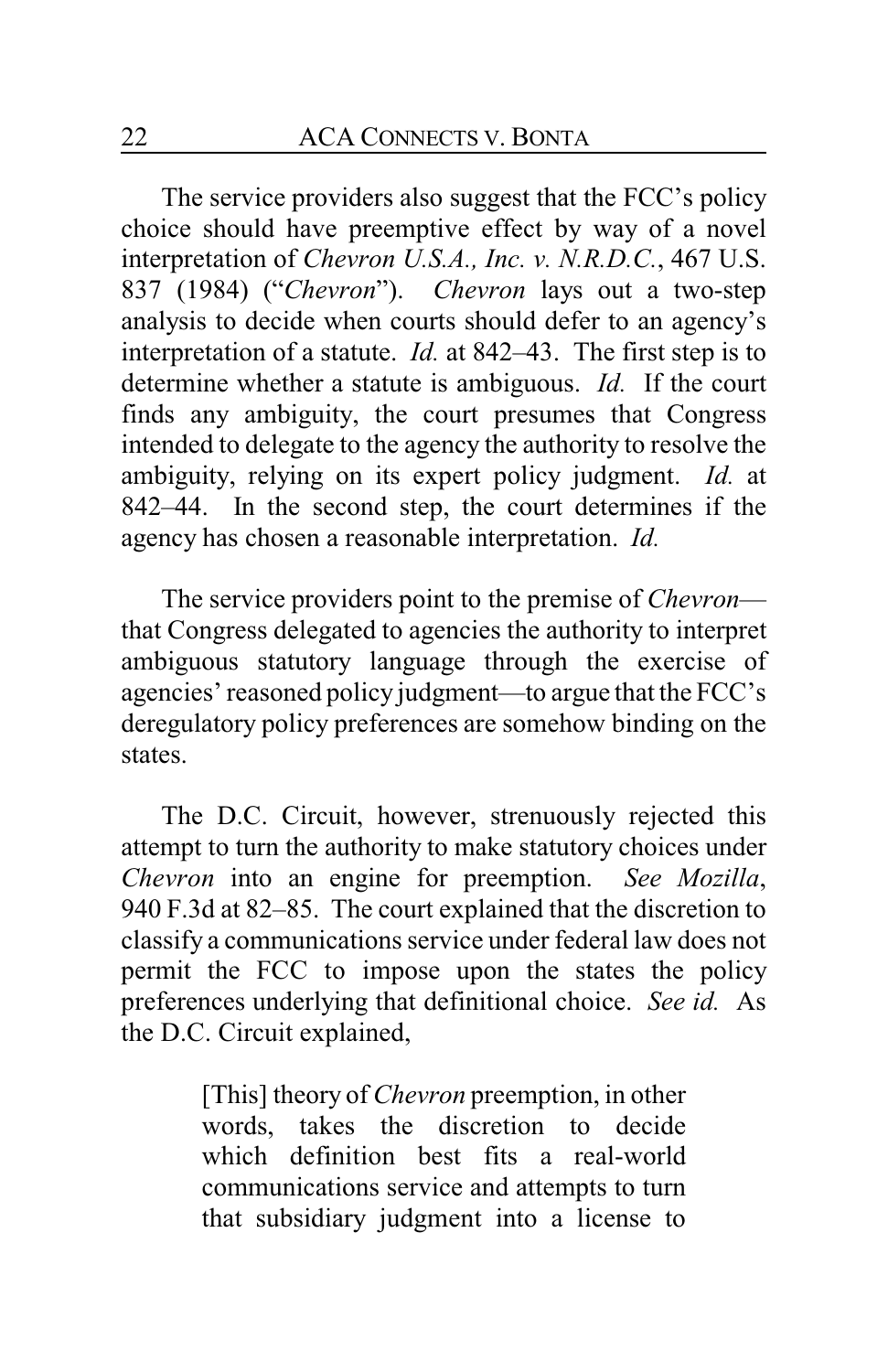The service providers also suggest that the FCC's policy choice should have preemptive effect by way of a novel interpretation of *Chevron U.S.A., Inc. v. N.R.D.C.*, 467 U.S. 837 (1984) ("*Chevron*"). *Chevron* lays out a two-step analysis to decide when courts should defer to an agency's interpretation of a statute. *Id.* at 842–43. The first step is to determine whether a statute is ambiguous. *Id.* If the court finds any ambiguity, the court presumes that Congress intended to delegate to the agency the authority to resolve the ambiguity, relying on its expert policy judgment. *Id.* at 842–44. In the second step, the court determines if the agency has chosen a reasonable interpretation. *Id.*

The service providers point to the premise of *Chevron*—that Congress delegated to agencies the authority to interpret ambiguous statutory language through the exercise of agencies' reasoned policy judgment—to argue that the FCC's deregulatory policy preferences are somehow binding on the states.

The D.C. Circuit, however, strenuously rejected this attempt to turn the authority to make statutory choices under *Chevron* into an engine for preemption. *See Mozilla*, 940 F.3d at 82–85. The court explained that the discretion to classify a communications service under federal law does not permit the FCC to impose upon the states the policy preferences underlying that definitional choice. *See id.* As the D.C. Circuit explained,

> [This] theory of *Chevron* preemption, in other words, takes the discretion to decide which definition best fits a real-world communications service and attempts to turn that subsidiary judgment into a license to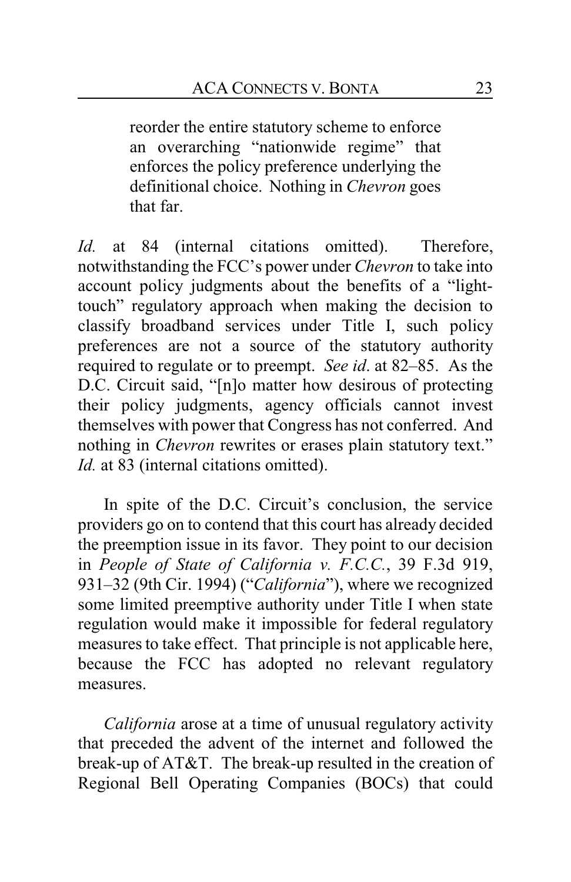> reorder the entire statutory scheme to enforce an overarching "nationwide regime" that enforces the policy preference underlying the definitional choice. Nothing in *Chevron* goes that far.

*Id.* at 84 (internal citations omitted). Therefore, notwithstanding the FCC's power under *Chevron* to take into account policy judgments about the benefits of a "light-touch" regulatory approach when making the decision to classify broadband services under Title I, such policy preferences are not a source of the statutory authority required to regulate or to preempt. *See id*. at 82–85. As the D.C. Circuit said, "[n]o matter how desirous of protecting their policy judgments, agency officials cannot invest themselves with power that Congress has not conferred. And nothing in *Chevron* rewrites or erases plain statutory text." *Id.* at 83 (internal citations omitted).

In spite of the D.C. Circuit's conclusion, the service providers go on to contend that this court has already decided the preemption issue in its favor. They point to our decision in *People of State of California v. F.C.C.*, 39 F.3d 919, 931–32 (9th Cir. 1994) ("*California*"), where we recognized some limited preemptive authority under Title I when state regulation would make it impossible for federal regulatory measures to take effect. That principle is not applicable here, because the FCC has adopted no relevant regulatory measures.

*California* arose at a time of unusual regulatory activity that preceded the advent of the internet and followed the break-up of AT&T. The break-up resulted in the creation of Regional Bell Operating Companies (BOCs) that could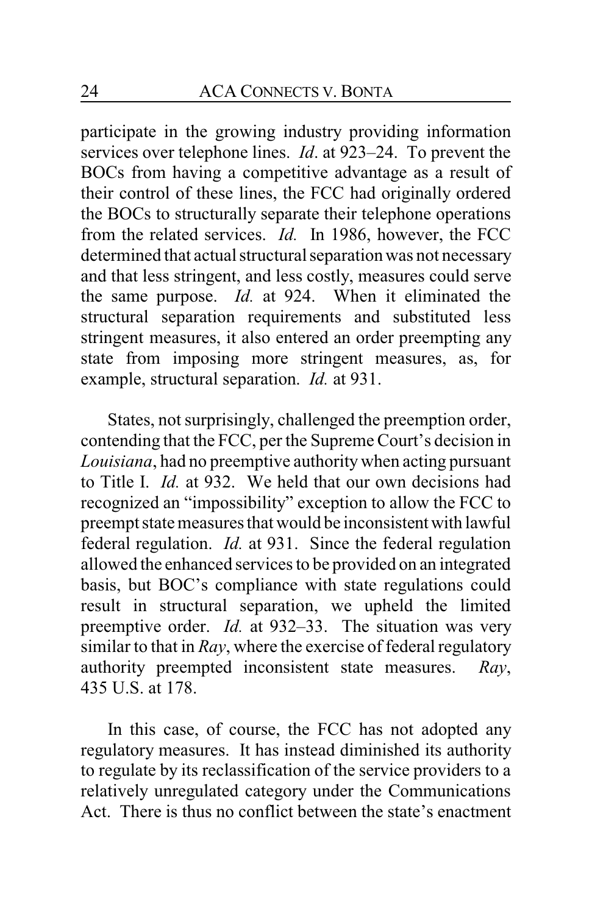participate in the growing industry providing information services over telephone lines. *Id*. at 923–24. To prevent the BOCs from having a competitive advantage as a result of their control of these lines, the FCC had originally ordered the BOCs to structurally separate their telephone operations from the related services. *Id.* In 1986, however, the FCC determined that actual structural separation was not necessary and that less stringent, and less costly, measures could serve the same purpose. *Id.* at 924. When it eliminated the structural separation requirements and substituted less stringent measures, it also entered an order preempting any state from imposing more stringent measures, as, for example, structural separation. *Id.* at 931.

States, not surprisingly, challenged the preemption order, contending that the FCC, per the Supreme Court's decision in *Louisiana*, had no preemptive authority when acting pursuant to Title I. *Id.* at 932. We held that our own decisions had recognized an "impossibility" exception to allow the FCC to preempt state measures that would be inconsistent with lawful federal regulation. *Id.* at 931. Since the federal regulation allowed the enhanced services to be provided on an integrated basis, but BOC's compliance with state regulations could result in structural separation, we upheld the limited preemptive order. *Id.* at 932–33. The situation was very similar to that in *Ray*, where the exercise of federal regulatory authority preempted inconsistent state measures. *Ray*, 435 U.S. at 178.

In this case, of course, the FCC has not adopted any regulatory measures. It has instead diminished its authority to regulate by its reclassification of the service providers to a relatively unregulated category under the Communications Act. There is thus no conflict between the state's enactment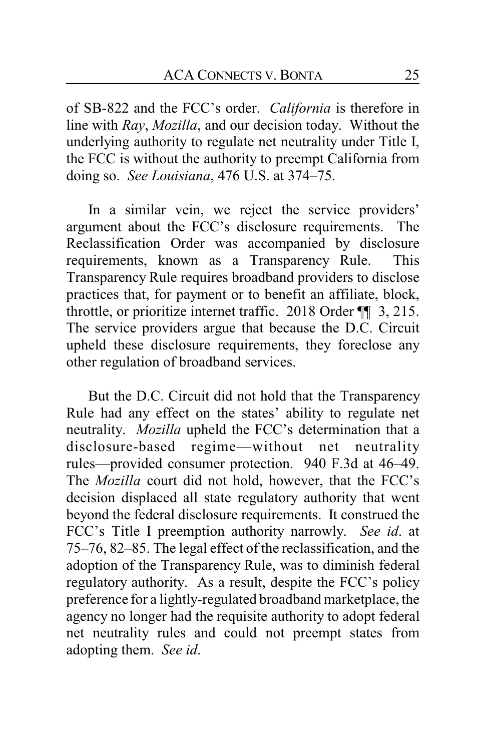of SB-822 and the FCC's order. *California* is therefore in line with *Ray*, *Mozilla*, and our decision today. Without the underlying authority to regulate net neutrality under Title I, the FCC is without the authority to preempt California from doing so. *See Louisiana*, 476 U.S. at 374–75.

In a similar vein, we reject the service providers' argument about the FCC's disclosure requirements. The Reclassification Order was accompanied by disclosure requirements, known as a Transparency Rule. This Transparency Rule requires broadband providers to disclose practices that, for payment or to benefit an affiliate, block, throttle, or prioritize internet traffic. 2018 Order ¶¶ 3, 215. The service providers argue that because the D.C. Circuit upheld these disclosure requirements, they foreclose any other regulation of broadband services.

But the D.C. Circuit did not hold that the Transparency Rule had any effect on the states' ability to regulate net neutrality. *Mozilla* upheld the FCC's determination that a disclosure-based regime—without net neutrality rules—provided consumer protection. 940 F.3d at 46–49. The *Mozilla* court did not hold, however, that the FCC's decision displaced all state regulatory authority that went beyond the federal disclosure requirements. It construed the FCC's Title I preemption authority narrowly. *See id*. at 75–76, 82–85. The legal effect of the reclassification, and the adoption of the Transparency Rule, was to diminish federal regulatory authority. As a result, despite the FCC's policy preference for a lightly-regulated broadband marketplace, the agency no longer had the requisite authority to adopt federal net neutrality rules and could not preempt states from adopting them. *See id*.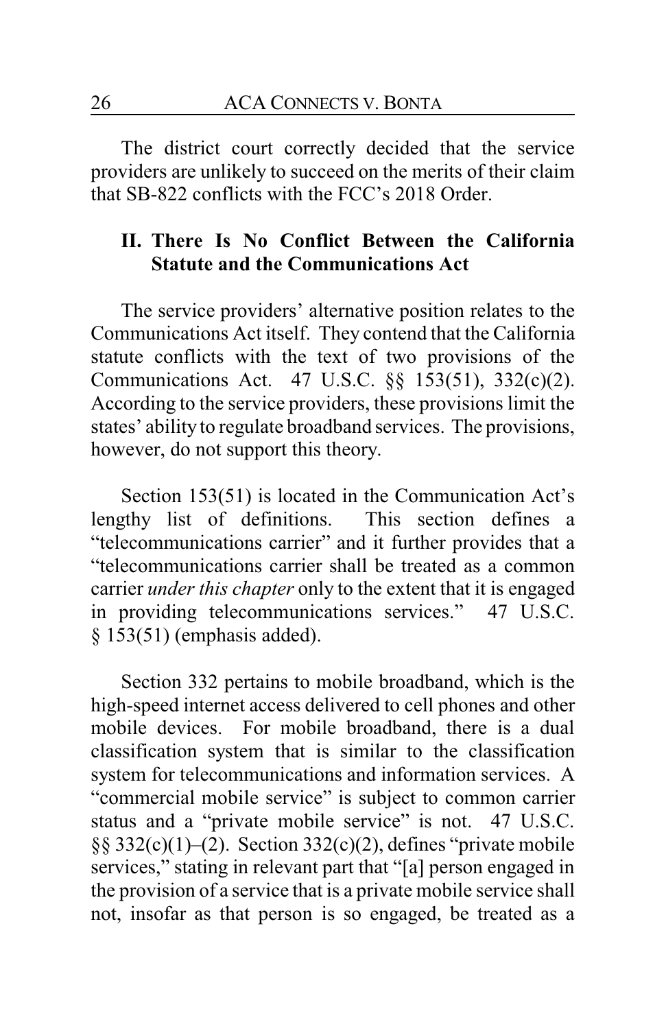The district court correctly decided that the service providers are unlikely to succeed on the merits of their claim that SB-822 conflicts with the FCC's 2018 Order.

## II. There Is No Conflict Between the California Statute and the Communications Act

The service providers' alternative position relates to the Communications Act itself. They contend that the California statute conflicts with the text of two provisions of the Communications Act. 47 U.S.C. §§ 153(51), 332(c)(2). According to the service providers, these provisions limit the states' ability to regulate broadband services. The provisions, however, do not support this theory.

Section 153(51) is located in the Communication Act's lengthy list of definitions. This section defines a "telecommunications carrier" and it further provides that a "telecommunications carrier shall be treated as a common carrier *under this chapter* only to the extent that it is engaged in providing telecommunications services." 47 U.S.C. § 153(51) (emphasis added).

Section 332 pertains to mobile broadband, which is the high-speed internet access delivered to cell phones and other mobile devices. For mobile broadband, there is a dual classification system that is similar to the classification system for telecommunications and information services. A "commercial mobile service" is subject to common carrier status and a "private mobile service" is not. 47 U.S.C. §§ 332(c)(1)–(2). Section 332(c)(2), defines "private mobile services," stating in relevant part that "[a] person engaged in the provision of a service that is a private mobile service shall not, insofar as that person is so engaged, be treated as a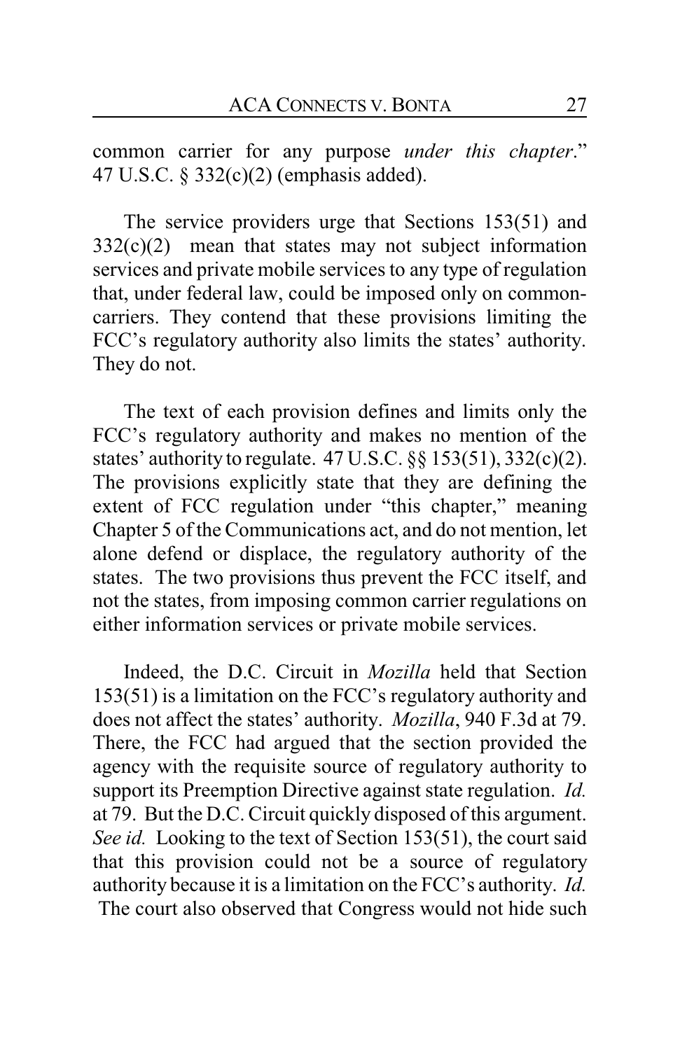common carrier for any purpose *under this chapter*." 47 U.S.C. § 332(c)(2) (emphasis added).

The service providers urge that Sections 153(51) and 332(c)(2) mean that states may not subject information services and private mobile services to any type of regulation that, under federal law, could be imposed only on common-carriers. They contend that these provisions limiting the FCC's regulatory authority also limits the states' authority. They do not.

The text of each provision defines and limits only the FCC's regulatory authority and makes no mention of the states' authority to regulate. 47 U.S.C. §§ 153(51), 332(c)(2). The provisions explicitly state that they are defining the extent of FCC regulation under "this chapter," meaning Chapter 5 of the Communications act, and do not mention, let alone defend or displace, the regulatory authority of the states. The two provisions thus prevent the FCC itself, and not the states, from imposing common carrier regulations on either information services or private mobile services.

Indeed, the D.C. Circuit in *Mozilla* held that Section 153(51) is a limitation on the FCC's regulatory authority and does not affect the states' authority. *Mozilla*, 940 F.3d at 79. There, the FCC had argued that the section provided the agency with the requisite source of regulatory authority to support its Preemption Directive against state regulation. *Id.* at 79. But the D.C. Circuit quickly disposed of this argument. *See id.* Looking to the text of Section 153(51), the court said that this provision could not be a source of regulatory authority because it is a limitation on the FCC's authority. *Id.* The court also observed that Congress would not hide such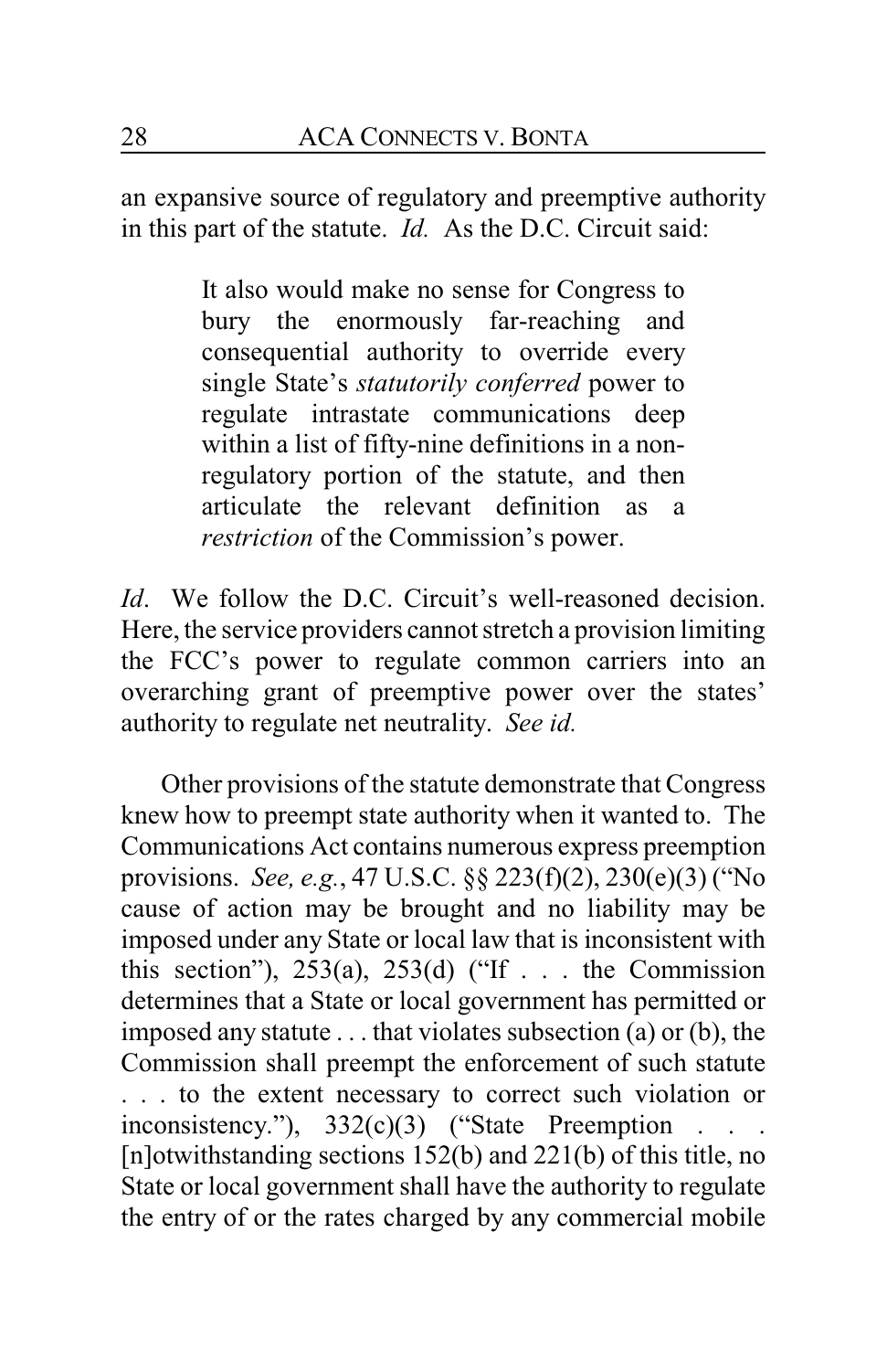an expansive source of regulatory and preemptive authority in this part of the statute. *Id.* As the D.C. Circuit said:

> It also would make no sense for Congress to bury the enormously far-reaching and consequential authority to override every single State's *statutorily conferred* power to regulate intrastate communications deep within a list of fifty-nine definitions in a non-regulatory portion of the statute, and then articulate the relevant definition as a *restriction* of the Commission's power.

*Id*. We follow the D.C. Circuit's well-reasoned decision. Here, the service providers cannot stretch a provision limiting the FCC's power to regulate common carriers into an overarching grant of preemptive power over the states' authority to regulate net neutrality. *See id.*

Other provisions of the statute demonstrate that Congress knew how to preempt state authority when it wanted to. The Communications Act contains numerous express preemption provisions. *See, e.g.*, 47 U.S.C. §§ 223(f)(2), 230(e)(3) ("No cause of action may be brought and no liability may be imposed under any State or local law that is inconsistent with this section"), 253(a), 253(d) ("If . . . the Commission determines that a State or local government has permitted or imposed any statute . . . that violates subsection (a) or (b), the Commission shall preempt the enforcement of such statute . . . to the extent necessary to correct such violation or inconsistency."), 332(c)(3) ("State Preemption . . . [n]otwithstanding sections 152(b) and 221(b) of this title, no State or local government shall have the authority to regulate the entry of or the rates charged by any commercial mobile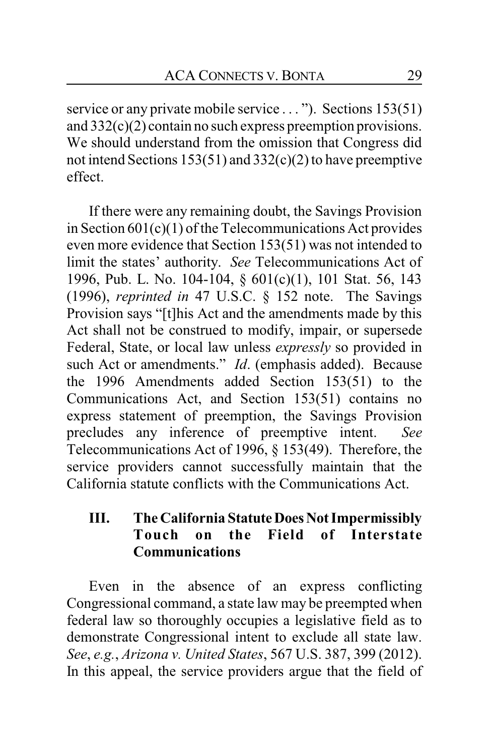service or any private mobile service . . . "). Sections 153(51) and 332(c)(2) contain no such express preemption provisions. We should understand from the omission that Congress did not intend Sections 153(51) and 332(c)(2) to have preemptive effect.

If there were any remaining doubt, the Savings Provision in Section 601(c)(1) of the Telecommunications Act provides even more evidence that Section 153(51) was not intended to limit the states' authority. *See* Telecommunications Act of 1996, Pub. L. No. 104-104, § 601(c)(1), 101 Stat. 56, 143 (1996), *reprinted in* 47 U.S.C. § 152 note. The Savings Provision says "[t]his Act and the amendments made by this Act shall not be construed to modify, impair, or supersede Federal, State, or local law unless *expressly* so provided in such Act or amendments." *Id*. (emphasis added). Because the 1996 Amendments added Section 153(51) to the Communications Act, and Section 153(51) contains no express statement of preemption, the Savings Provision precludes any inference of preemptive intent. *See* Telecommunications Act of 1996, § 153(49). Therefore, the service providers cannot successfully maintain that the California statute conflicts with the Communications Act.

## III. The California Statute Does Not Impermissibly Touch on the Field of Interstate Communications

Even in the absence of an express conflicting Congressional command, a state law may be preempted when federal law so thoroughly occupies a legislative field as to demonstrate Congressional intent to exclude all state law. *See*, *e.g.*, *Arizona v. United States*, 567 U.S. 387, 399 (2012). In this appeal, the service providers argue that the field of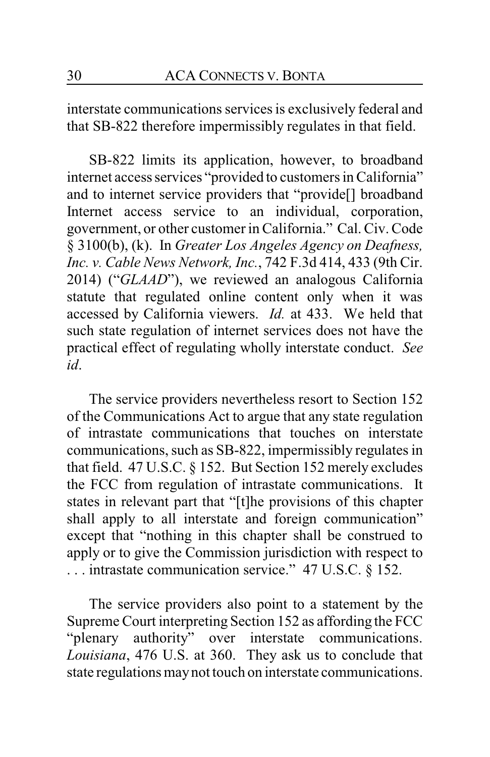interstate communications services is exclusively federal and that SB-822 therefore impermissibly regulates in that field.

SB-822 limits its application, however, to broadband internet access services "provided to customers in California" and to internet service providers that "provide[] broadband Internet access service to an individual, corporation, government, or other customer in California." Cal. Civ. Code § 3100(b), (k). In *Greater Los Angeles Agency on Deafness, Inc. v. Cable News Network, Inc.*, 742 F.3d 414, 433 (9th Cir. 2014) ("*GLAAD*"), we reviewed an analogous California statute that regulated online content only when it was accessed by California viewers. *Id.* at 433. We held that such state regulation of internet services does not have the practical effect of regulating wholly interstate conduct. *See id*.

The service providers nevertheless resort to Section 152 of the Communications Act to argue that any state regulation of intrastate communications that touches on interstate communications, such as SB-822, impermissibly regulates in that field. 47 U.S.C. § 152. But Section 152 merely excludes the FCC from regulation of intrastate communications. It states in relevant part that "[t]he provisions of this chapter shall apply to all interstate and foreign communication" except that "nothing in this chapter shall be construed to apply or to give the Commission jurisdiction with respect to . . . intrastate communication service." 47 U.S.C. § 152.

The service providers also point to a statement by the Supreme Court interpreting Section 152 as affording the FCC "plenary authority" over interstate communications. *Louisiana*, 476 U.S. at 360. They ask us to conclude that state regulations may not touch on interstate communications.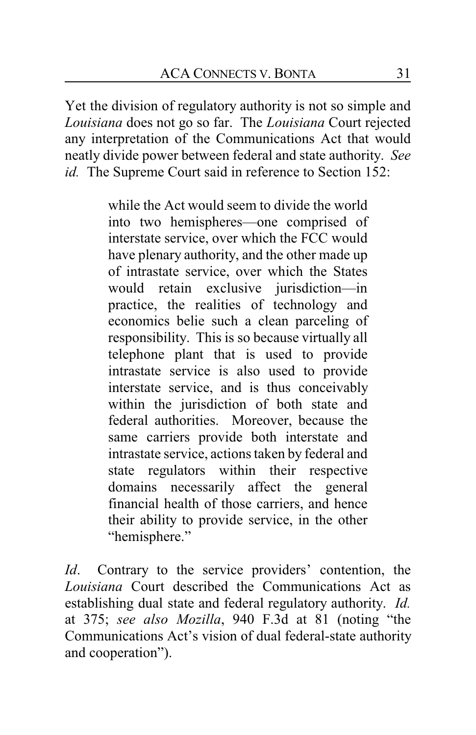Yet the division of regulatory authority is not so simple and *Louisiana* does not go so far. The *Louisiana* Court rejected any interpretation of the Communications Act that would neatly divide power between federal and state authority. *See id.* The Supreme Court said in reference to Section 152:

> while the Act would seem to divide the world into two hemispheres—one comprised of interstate service, over which the FCC would have plenary authority, and the other made up of intrastate service, over which the States would retain exclusive jurisdiction—in practice, the realities of technology and economics belie such a clean parceling of responsibility. This is so because virtually all telephone plant that is used to provide intrastate service is also used to provide interstate service, and is thus conceivably within the jurisdiction of both state and federal authorities. Moreover, because the same carriers provide both interstate and intrastate service, actions taken by federal and state regulators within their respective domains necessarily affect the general financial health of those carriers, and hence their ability to provide service, in the other "hemisphere."

*Id*. Contrary to the service providers' contention, the *Louisiana* Court described the Communications Act as establishing dual state and federal regulatory authority. *Id.* at 375; *see also Mozilla*, 940 F.3d at 81 (noting "the Communications Act's vision of dual federal-state authority and cooperation").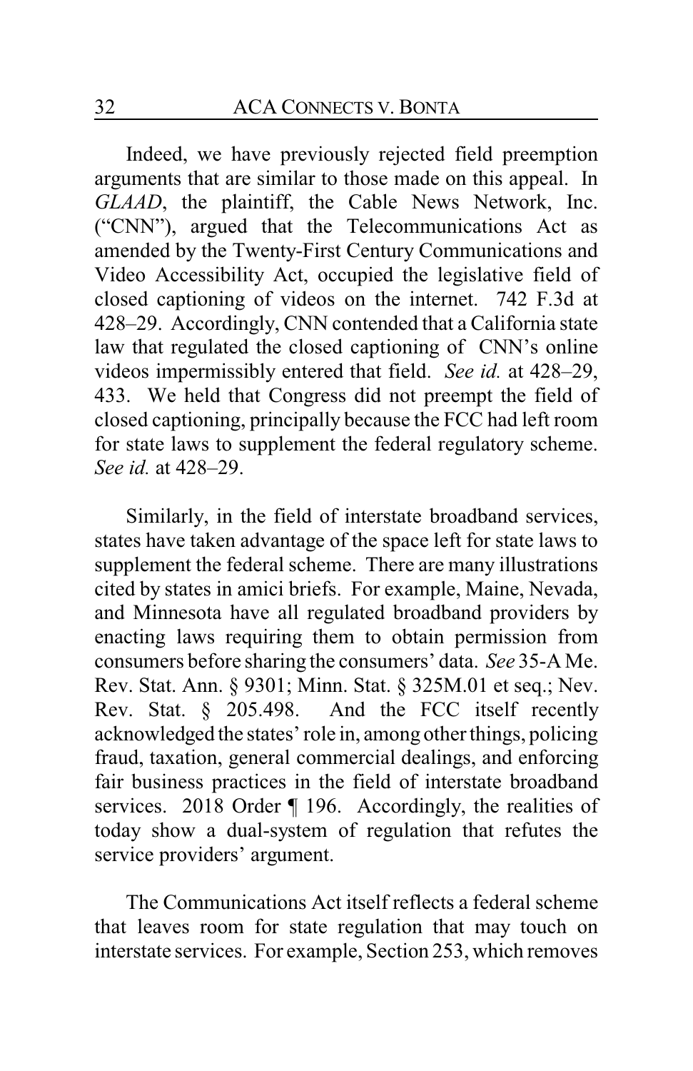Indeed, we have previously rejected field preemption arguments that are similar to those made on this appeal. In *GLAAD*, the plaintiff, the Cable News Network, Inc. ("CNN"), argued that the Telecommunications Act as amended by the Twenty-First Century Communications and Video Accessibility Act, occupied the legislative field of closed captioning of videos on the internet. 742 F.3d at 428–29. Accordingly, CNN contended that a California state law that regulated the closed captioning of CNN's online videos impermissibly entered that field. *See id.* at 428–29, 433. We held that Congress did not preempt the field of closed captioning, principally because the FCC had left room for state laws to supplement the federal regulatory scheme. *See id.* at 428–29.

Similarly, in the field of interstate broadband services, states have taken advantage of the space left for state laws to supplement the federal scheme. There are many illustrations cited by states in amici briefs. For example, Maine, Nevada, and Minnesota have all regulated broadband providers by enacting laws requiring them to obtain permission from consumers before sharing the consumers' data. *See* 35-A Me. Rev. Stat. Ann. § 9301; Minn. Stat. § 325M.01 et seq.; Nev. Rev. Stat. § 205.498. And the FCC itself recently acknowledged the states' role in, among other things, policing fraud, taxation, general commercial dealings, and enforcing fair business practices in the field of interstate broadband services. 2018 Order ¶ 196. Accordingly, the realities of today show a dual-system of regulation that refutes the service providers' argument.

The Communications Act itself reflects a federal scheme that leaves room for state regulation that may touch on interstate services. For example, Section 253, which removes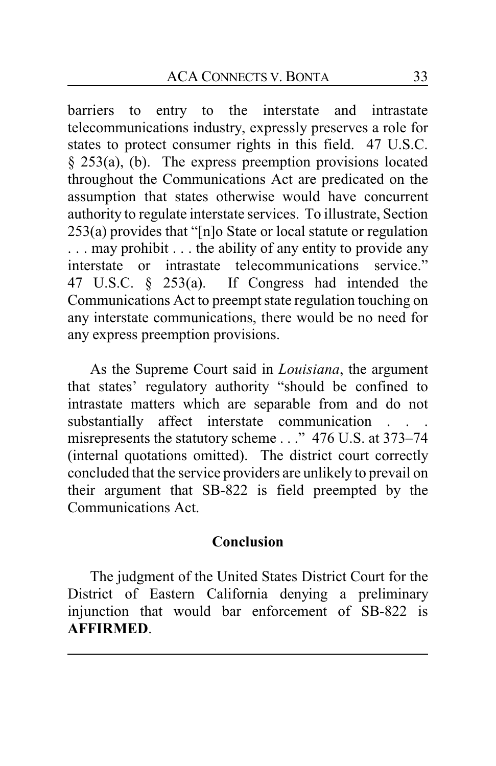barriers to entry to the interstate and intrastate telecommunications industry, expressly preserves a role for states to protect consumer rights in this field. 47 U.S.C. § 253(a), (b). The express preemption provisions located throughout the Communications Act are predicated on the assumption that states otherwise would have concurrent authority to regulate interstate services. To illustrate, Section 253(a) provides that "[n]o State or local statute or regulation . . . may prohibit . . . the ability of any entity to provide any interstate or intrastate telecommunications service." 47 U.S.C. § 253(a). If Congress had intended the Communications Act to preempt state regulation touching on any interstate communications, there would be no need for any express preemption provisions.

As the Supreme Court said in *Louisiana*, the argument that states' regulatory authority "should be confined to intrastate matters which are separable from and do not substantially affect interstate communication . . . misrepresents the statutory scheme . . ." 476 U.S. at 373–74 (internal quotations omitted). The district court correctly concluded that the service providers are unlikely to prevail on their argument that SB-822 is field preempted by the Communications Act.

## Conclusion

The judgment of the United States District Court for the District of Eastern California denying a preliminary injunction that would bar enforcement of SB-822 is **AFFIRMED**.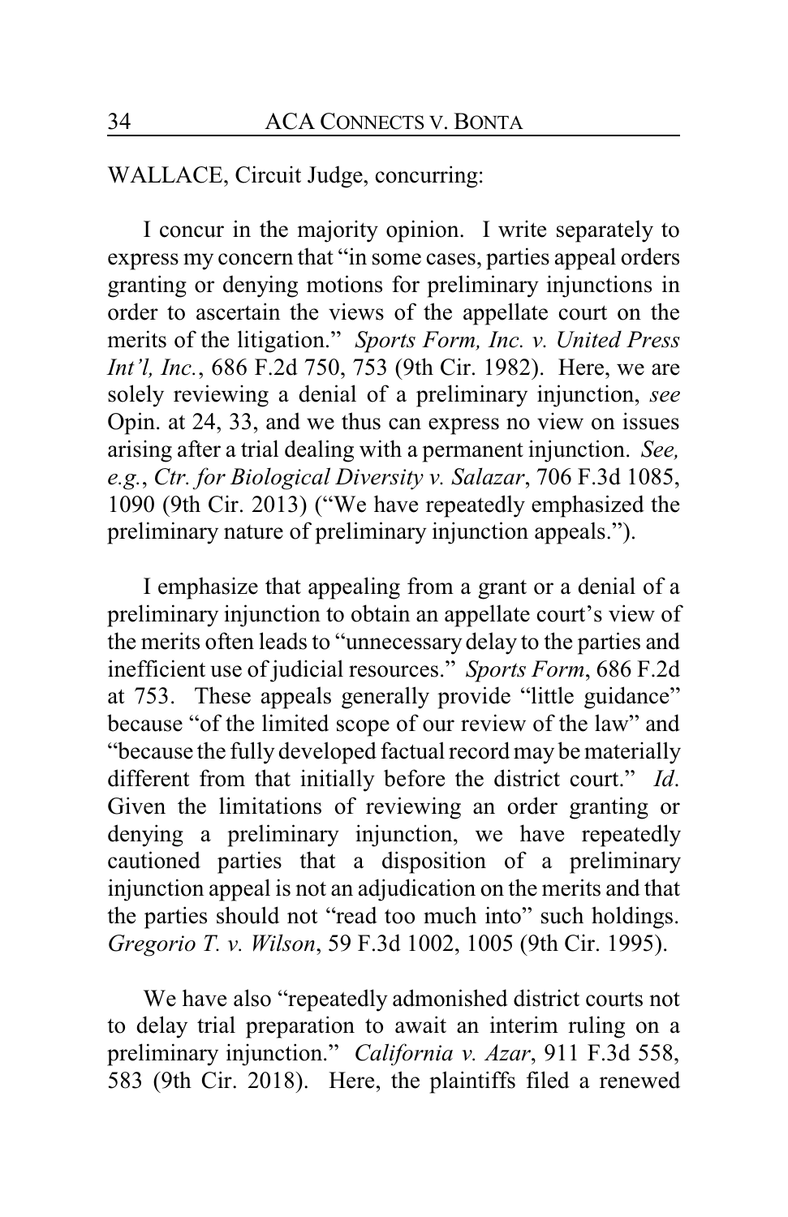WALLACE, Circuit Judge, concurring:

I concur in the majority opinion. I write separately to express my concern that "in some cases, parties appeal orders granting or denying motions for preliminary injunctions in order to ascertain the views of the appellate court on the merits of the litigation." *Sports Form, Inc. v. United Press Int'l, Inc.*, 686 F.2d 750, 753 (9th Cir. 1982). Here, we are solely reviewing a denial of a preliminary injunction, *see* Opin. at 24, 33, and we thus can express no view on issues arising after a trial dealing with a permanent injunction. *See, e.g.*, *Ctr. for Biological Diversity v. Salazar*, 706 F.3d 1085, 1090 (9th Cir. 2013) ("We have repeatedly emphasized the preliminary nature of preliminary injunction appeals.").

I emphasize that appealing from a grant or a denial of a preliminary injunction to obtain an appellate court's view of the merits often leads to "unnecessary delay to the parties and inefficient use of judicial resources." *Sports Form*, 686 F.2d at 753. These appeals generally provide "little guidance" because "of the limited scope of our review of the law" and "because the fully developed factual record may be materially different from that initially before the district court." *Id*. Given the limitations of reviewing an order granting or denying a preliminary injunction, we have repeatedly cautioned parties that a disposition of a preliminary injunction appeal is not an adjudication on the merits and that the parties should not "read too much into" such holdings. *Gregorio T. v. Wilson*, 59 F.3d 1002, 1005 (9th Cir. 1995).

We have also "repeatedly admonished district courts not to delay trial preparation to await an interim ruling on a preliminary injunction." *California v. Azar*, 911 F.3d 558, 583 (9th Cir. 2018). Here, the plaintiffs filed a renewed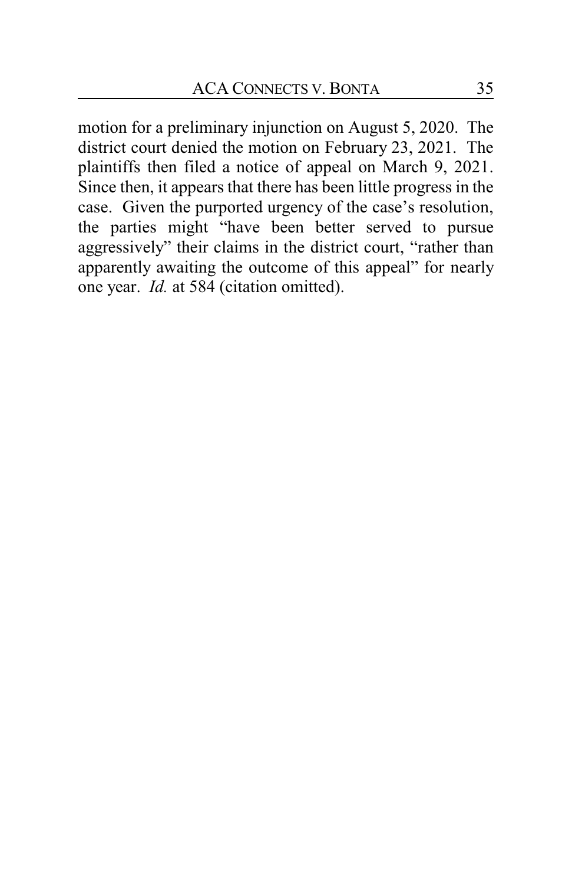motion for a preliminary injunction on August 5, 2020. The district court denied the motion on February 23, 2021. The plaintiffs then filed a notice of appeal on March 9, 2021. Since then, it appears that there has been little progress in the case. Given the purported urgency of the case's resolution, the parties might "have been better served to pursue aggressively" their claims in the district court, "rather than apparently awaiting the outcome of this appeal" for nearly one year. *Id.* at 584 (citation omitted).